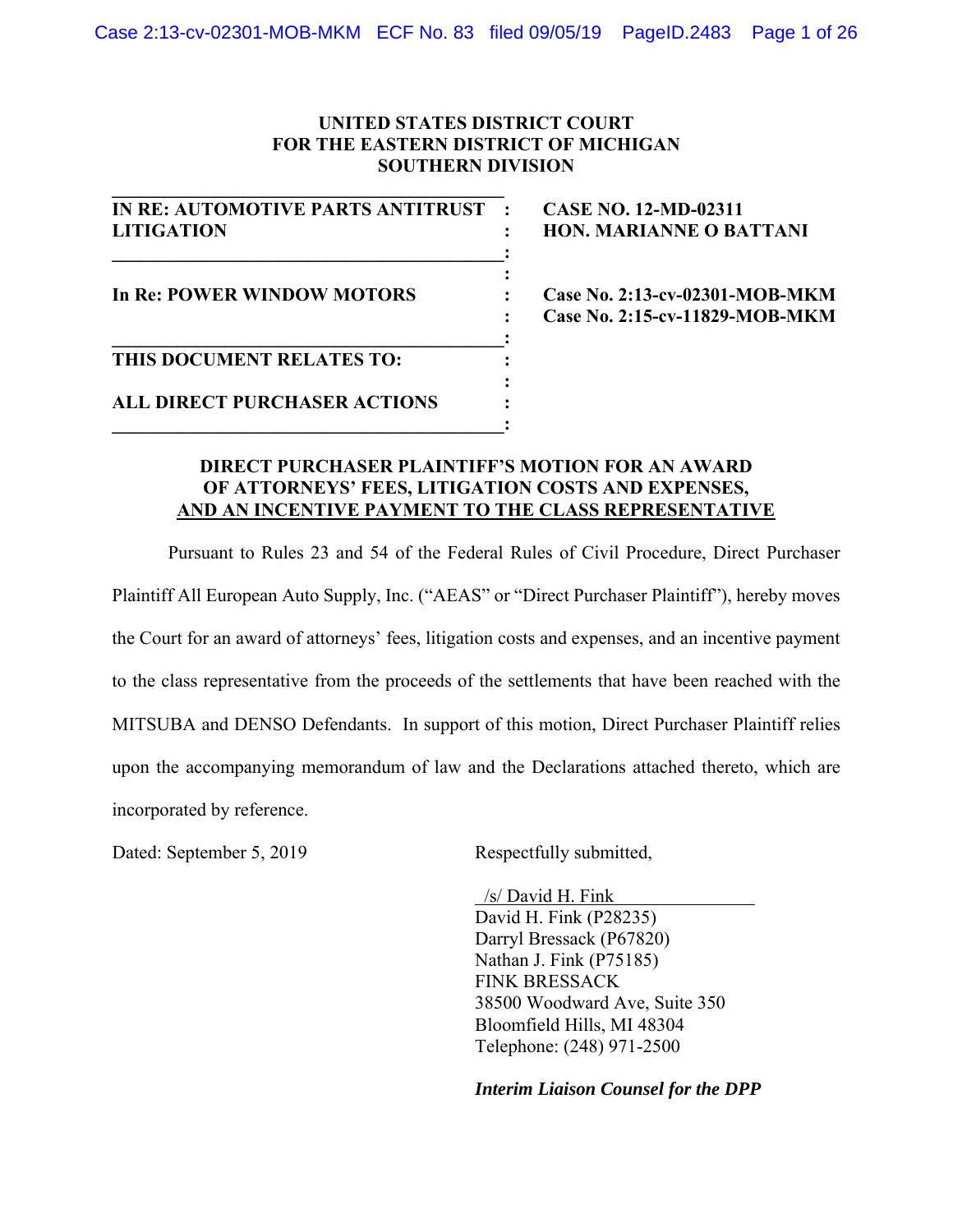UNITED STATES DISTRICT COURT
FOR THE EASTERN DISTRICT OF MICHIGAN
SOUTHERN DIVISION

| | |
|---|---|
| **IN RE: AUTOMOTIVE PARTS ANTITRUST LITIGATION** | **CASE NO. 12-MD-02311**<br>**HON. MARIANNE O BATTANI** |
| **In Re: POWER WINDOW MOTORS** | **Case No. 2:13-cv-02301-MOB-MKM**<br>**Case No. 2:15-cv-11829-MOB-MKM** |
| **THIS DOCUMENT RELATES TO:**<br><br>**ALL DIRECT PURCHASER ACTIONS** | |

## DIRECT PURCHASER PLAINTIFF'S MOTION FOR AN AWARD OF ATTORNEYS' FEES, LITIGATION COSTS AND EXPENSES, AND AN INCENTIVE PAYMENT TO THE CLASS REPRESENTATIVE

Pursuant to Rules 23 and 54 of the Federal Rules of Civil Procedure, Direct Purchaser Plaintiff All European Auto Supply, Inc. ("AEAS" or "Direct Purchaser Plaintiff"), hereby moves the Court for an award of attorneys' fees, litigation costs and expenses, and an incentive payment to the class representative from the proceeds of the settlements that have been reached with the MITSUBA and DENSO Defendants. In support of this motion, Direct Purchaser Plaintiff relies upon the accompanying memorandum of law and the Declarations attached thereto, which are incorporated by reference.

Dated: September 5, 2019

Respectfully submitted,

/s/ David H. Fink
David H. Fink (P28235)
Darryl Bressack (P67820)
Nathan J. Fink (P75185)
FINK BRESSACK
38500 Woodward Ave, Suite 350
Bloomfield Hills, MI 48304
Telephone: (248) 971-2500

***Interim Liaison Counsel for the DPP***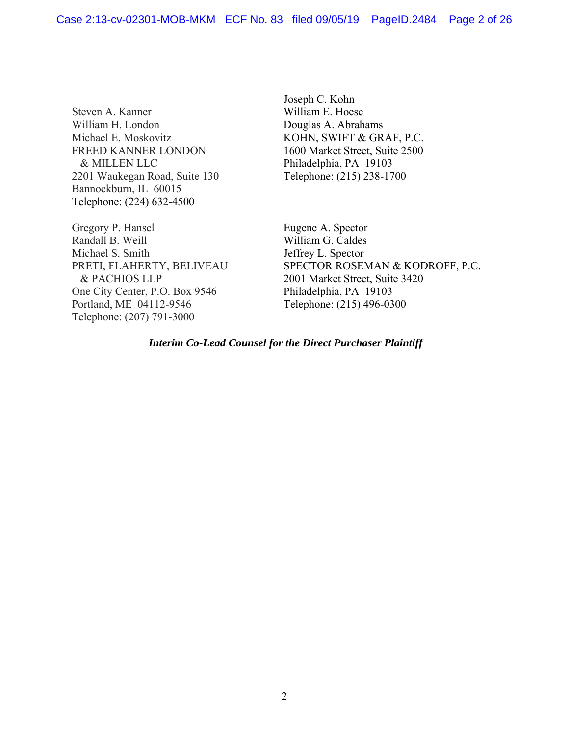Steven A. Kanner
William H. London
Michael E. Moskovitz
FREED KANNER LONDON
& MILLEN LLC
2201 Waukegan Road, Suite 130
Bannockburn, IL 60015
Telephone: (224) 632-4500

Joseph C. Kohn
William E. Hoese
Douglas A. Abrahams
KOHN, SWIFT & GRAF, P.C.
1600 Market Street, Suite 2500
Philadelphia, PA 19103
Telephone: (215) 238-1700

Gregory P. Hansel
Randall B. Weill
Michael S. Smith
PRETI, FLAHERTY, BELIVEAU
& PACHIOS LLP
One City Center, P.O. Box 9546
Portland, ME 04112-9546
Telephone: (207) 791-3000

Eugene A. Spector
William G. Caldes
Jeffrey L. Spector
SPECTOR ROSEMAN & KODROFF, P.C.
2001 Market Street, Suite 3420
Philadelphia, PA 19103
Telephone: (215) 496-0300

***Interim Co-Lead Counsel for the Direct Purchaser Plaintiff***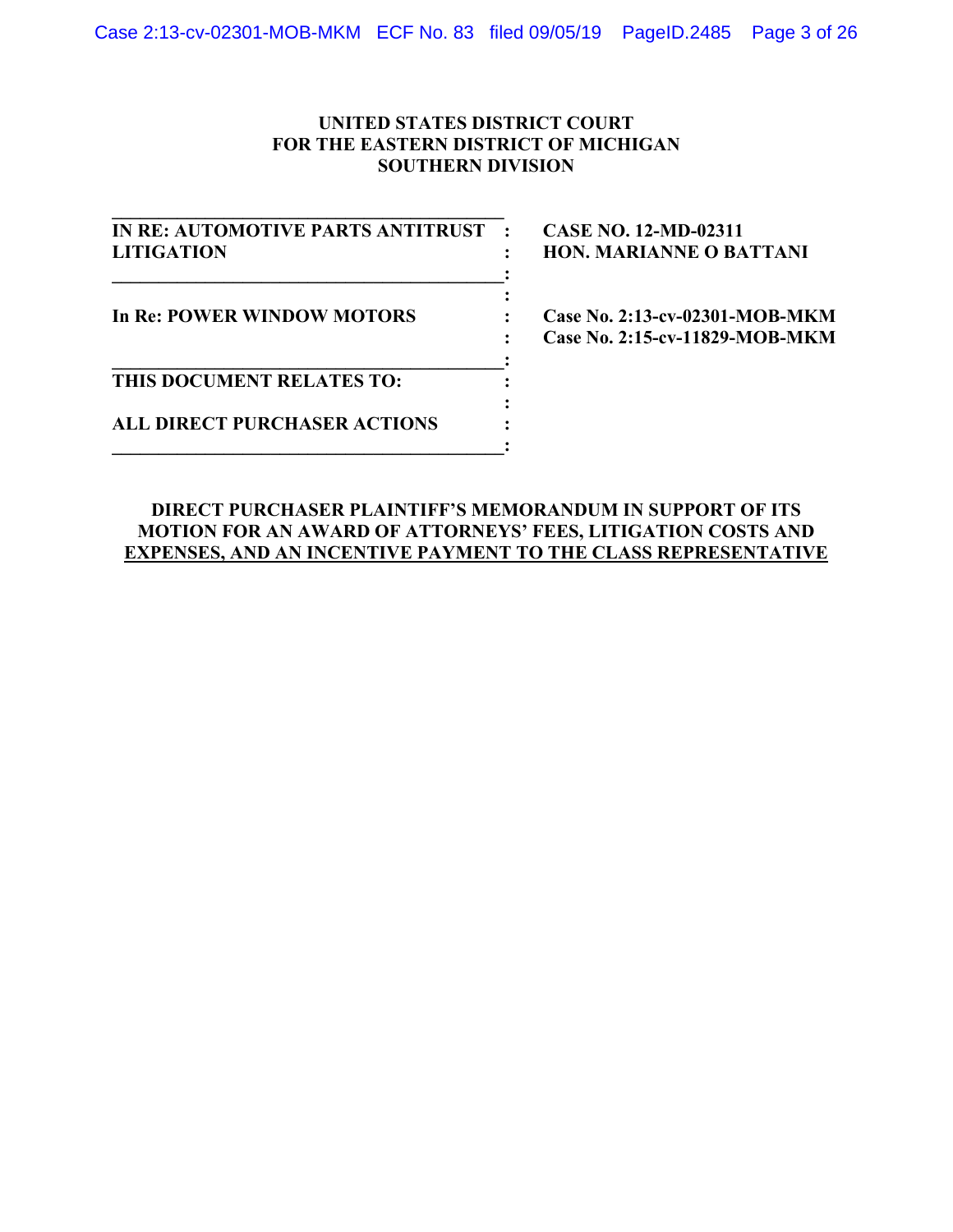**UNITED STATES DISTRICT COURT**
**FOR THE EASTERN DISTRICT OF MICHIGAN**
**SOUTHERN DIVISION**

| | |
|---|---|
| **IN RE: AUTOMOTIVE PARTS ANTITRUST LITIGATION** | **CASE NO. 12-MD-02311**<br>**HON. MARIANNE O BATTANI** |
| **In Re: POWER WINDOW MOTORS** | **Case No. 2:13-cv-02301-MOB-MKM**<br>**Case No. 2:15-cv-11829-MOB-MKM** |
| **THIS DOCUMENT RELATES TO:**<br><br>**ALL DIRECT PURCHASER ACTIONS** | |

**DIRECT PURCHASER PLAINTIFF'S MEMORANDUM IN SUPPORT OF ITS MOTION FOR AN AWARD OF ATTORNEYS' FEES, LITIGATION COSTS AND EXPENSES, AND AN INCENTIVE PAYMENT TO THE CLASS REPRESENTATIVE**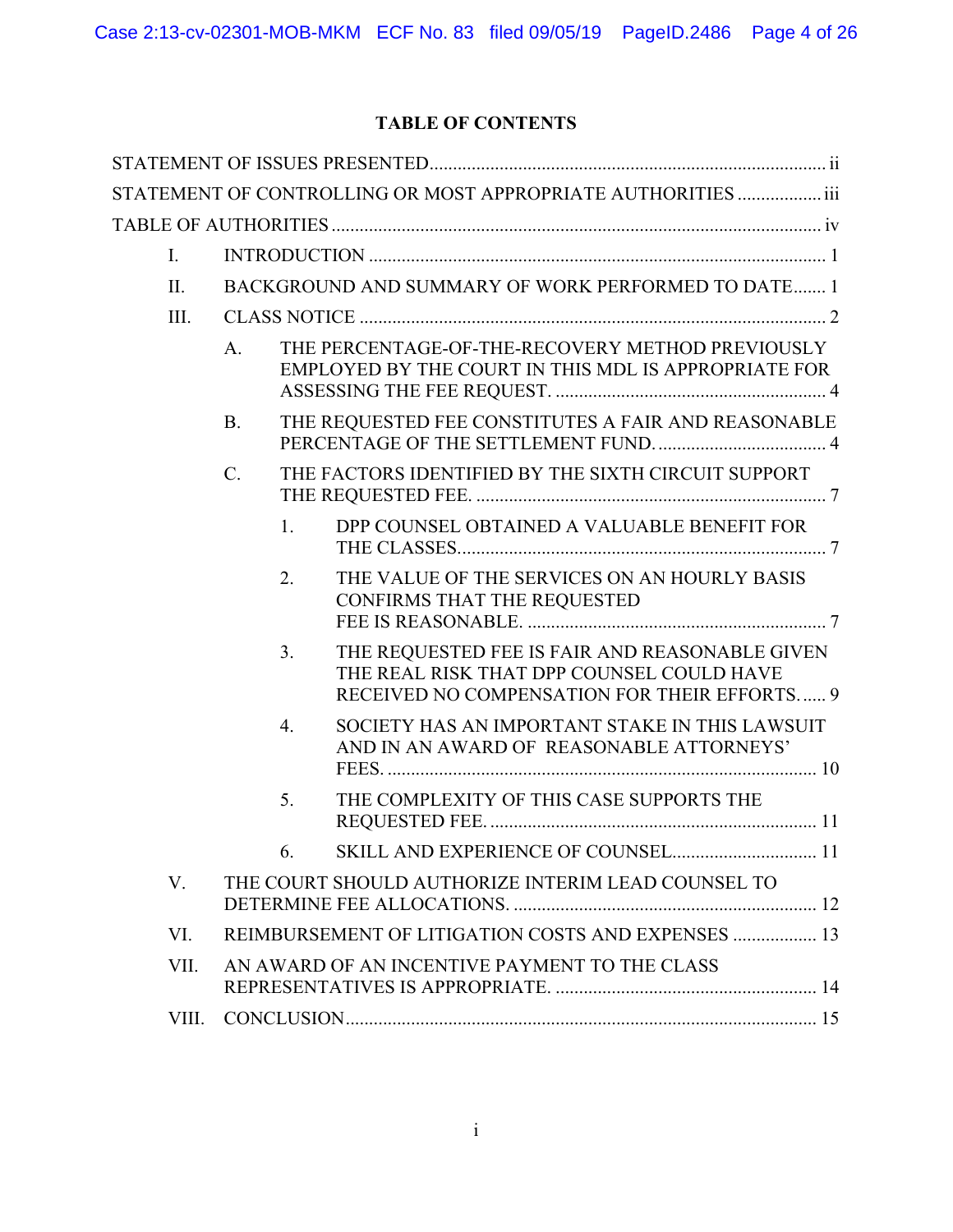# TABLE OF CONTENTS

STATEMENT OF ISSUES PRESENTED ..................................................................................... ii

STATEMENT OF CONTROLLING OR MOST APPROPRIATE AUTHORITIES .................. iii

TABLE OF AUTHORITIES .......................................................................................................... iv

I. INTRODUCTION ................................................................................................... 1

II. BACKGROUND AND SUMMARY OF WORK PERFORMED TO DATE ....... 1

III. CLASS NOTICE ..................................................................................................... 2

- A. THE PERCENTAGE-OF-THE-RECOVERY METHOD PREVIOUSLY EMPLOYED BY THE COURT IN THIS MDL IS APPROPRIATE FOR ASSESSING THE FEE REQUEST. .......................................................... 4
- B. THE REQUESTED FEE CONSTITUTES A FAIR AND REASONABLE PERCENTAGE OF THE SETTLEMENT FUND. ..................................... 4
- C. THE FACTORS IDENTIFIED BY THE SIXTH CIRCUIT SUPPORT THE REQUESTED FEE. ........................................................................... 7
  - 1. DPP COUNSEL OBTAINED A VALUABLE BENEFIT FOR THE CLASSES. .............................................................................. 7
  - 2. THE VALUE OF THE SERVICES ON AN HOURLY BASIS CONFIRMS THAT THE REQUESTED FEE IS REASONABLE. ................................................................. 7
  - 3. THE REQUESTED FEE IS FAIR AND REASONABLE GIVEN THE REAL RISK THAT DPP COUNSEL COULD HAVE RECEIVED NO COMPENSATION FOR THEIR EFFORTS. ..... 9
  - 4. SOCIETY HAS AN IMPORTANT STAKE IN THIS LAWSUIT AND IN AN AWARD OF REASONABLE ATTORNEYS' FEES. ............................................................................................ 10
  - 5. THE COMPLEXITY OF THIS CASE SUPPORTS THE REQUESTED FEE. ...................................................................... 11
  - 6. SKILL AND EXPERIENCE OF COUNSEL. .............................. 11

V. THE COURT SHOULD AUTHORIZE INTERIM LEAD COUNSEL TO DETERMINE FEE ALLOCATIONS. ................................................................. 12

VI. REIMBURSEMENT OF LITIGATION COSTS AND EXPENSES .................. 13

VII. AN AWARD OF AN INCENTIVE PAYMENT TO THE CLASS REPRESENTATIVES IS APPROPRIATE. ........................................................ 14

VIII. CONCLUSION ...................................................................................................... 15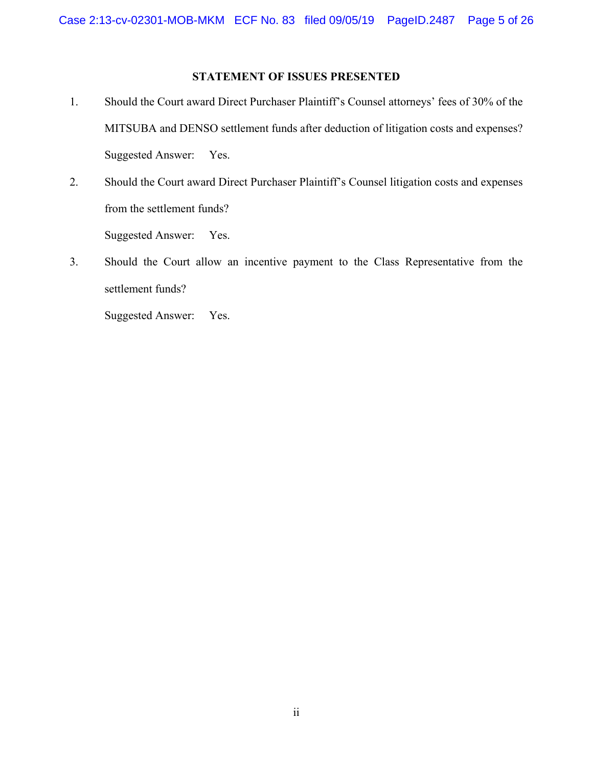## STATEMENT OF ISSUES PRESENTED

1. Should the Court award Direct Purchaser Plaintiff's Counsel attorneys' fees of 30% of the MITSUBA and DENSO settlement funds after deduction of litigation costs and expenses?

   Suggested Answer: Yes.

2. Should the Court award Direct Purchaser Plaintiff's Counsel litigation costs and expenses from the settlement funds?

   Suggested Answer: Yes.

3. Should the Court allow an incentive payment to the Class Representative from the settlement funds?

   Suggested Answer: Yes.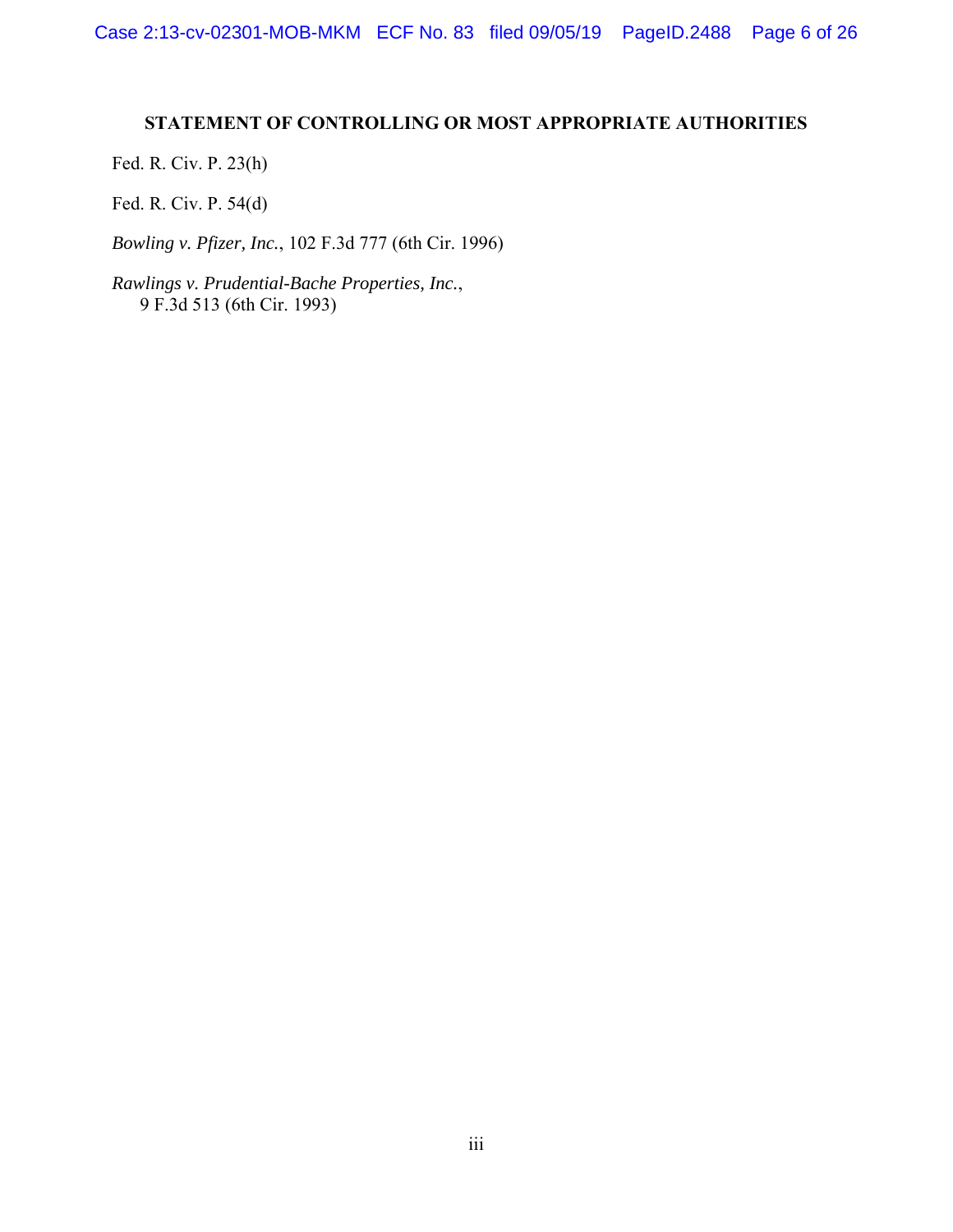## STATEMENT OF CONTROLLING OR MOST APPROPRIATE AUTHORITIES

Fed. R. Civ. P. 23(h)

Fed. R. Civ. P. 54(d)

*Bowling v. Pfizer, Inc.*, 102 F.3d 777 (6th Cir. 1996)

*Rawlings v. Prudential-Bache Properties, Inc.*,
9 F.3d 513 (6th Cir. 1993)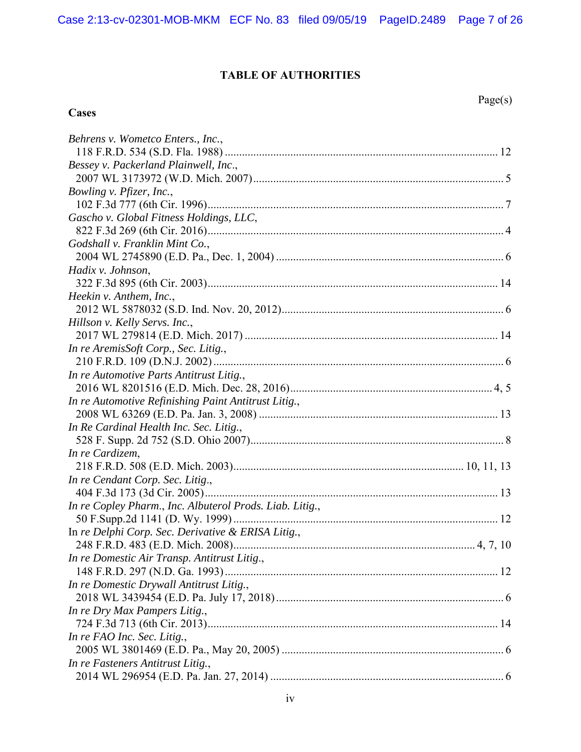## TABLE OF AUTHORITIES

Page(s)

**Cases**

*Behrens v. Wometco Enters., Inc.*,
118 F.R.D. 534 (S.D. Fla. 1988) ........................................................................................ 12

*Bessey v. Packerland Plainwell, Inc.*,
2007 WL 3173972 (W.D. Mich. 2007) ................................................................................ 5

*Bowling v. Pfizer, Inc.*,
102 F.3d 777 (6th Cir. 1996) ................................................................................................ 7

*Gascho v. Global Fitness Holdings, LLC*,
822 F.3d 269 (6th Cir. 2016) ................................................................................................ 4

*Godshall v. Franklin Mint Co.*,
2004 WL 2745890 (E.D. Pa., Dec. 1, 2004) ........................................................................ 6

*Hadix v. Johnson*,
322 F.3d 895 (6th Cir. 2003) .............................................................................................. 14

*Heekin v. Anthem, Inc.*,
2012 WL 5878032 (S.D. Ind. Nov. 20, 2012) ....................................................................... 6

*Hillson v. Kelly Servs. Inc.*,
2017 WL 279814 (E.D. Mich. 2017) ................................................................................. 14

*In re AremisSoft Corp., Sec. Litig.*,
210 F.R.D. 109 (D.N.J. 2002) .............................................................................................. 6

*In re Automotive Parts Antitrust Litig.*,
2016 WL 8201516 (E.D. Mich. Dec. 28, 2016) ................................................................ 4, 5

*In re Automotive Refinishing Paint Antitrust Litig.*,
2008 WL 63269 (E.D. Pa. Jan. 3, 2008) ............................................................................ 13

*In Re Cardinal Health Inc. Sec. Litig.*,
528 F. Supp. 2d 752 (S.D. Ohio 2007) ................................................................................. 8

*In re Cardizem*,
218 F.R.D. 508 (E.D. Mich. 2003) ............................................................................ 10, 11, 13

*In re Cendant Corp. Sec. Litig*.,
404 F.3d 173 (3d Cir. 2005) ............................................................................................... 13

*In re Copley Pharm., Inc. Albuterol Prods. Liab. Litig.*,
50 F.Supp.2d 1141 (D. Wy. 1999) ..................................................................................... 12

In *re Delphi Corp. Sec. Derivative & ERISA Litig.*,
248 F.R.D. 483 (E.D. Mich. 2008) .............................................................................. 4, 7, 10

*In re Domestic Air Transp. Antitrust Litig*.,
148 F.R.D. 297 (N.D. Ga. 1993) ........................................................................................ 12

*In re Domestic Drywall Antitrust Litig.*,
2018 WL 3439454 (E.D. Pa. July 17, 2018) ........................................................................ 6

*In re Dry Max Pampers Litig.*,
724 F.3d 713 (6th Cir. 2013) .............................................................................................. 14

*In re FAO Inc. Sec. Litig.*,
2005 WL 3801469 (E.D. Pa., May 20, 2005) ....................................................................... 6

*In re Fasteners Antitrust Litig.*,
2014 WL 296954 (E.D. Pa. Jan. 27, 2014) .......................................................................... 6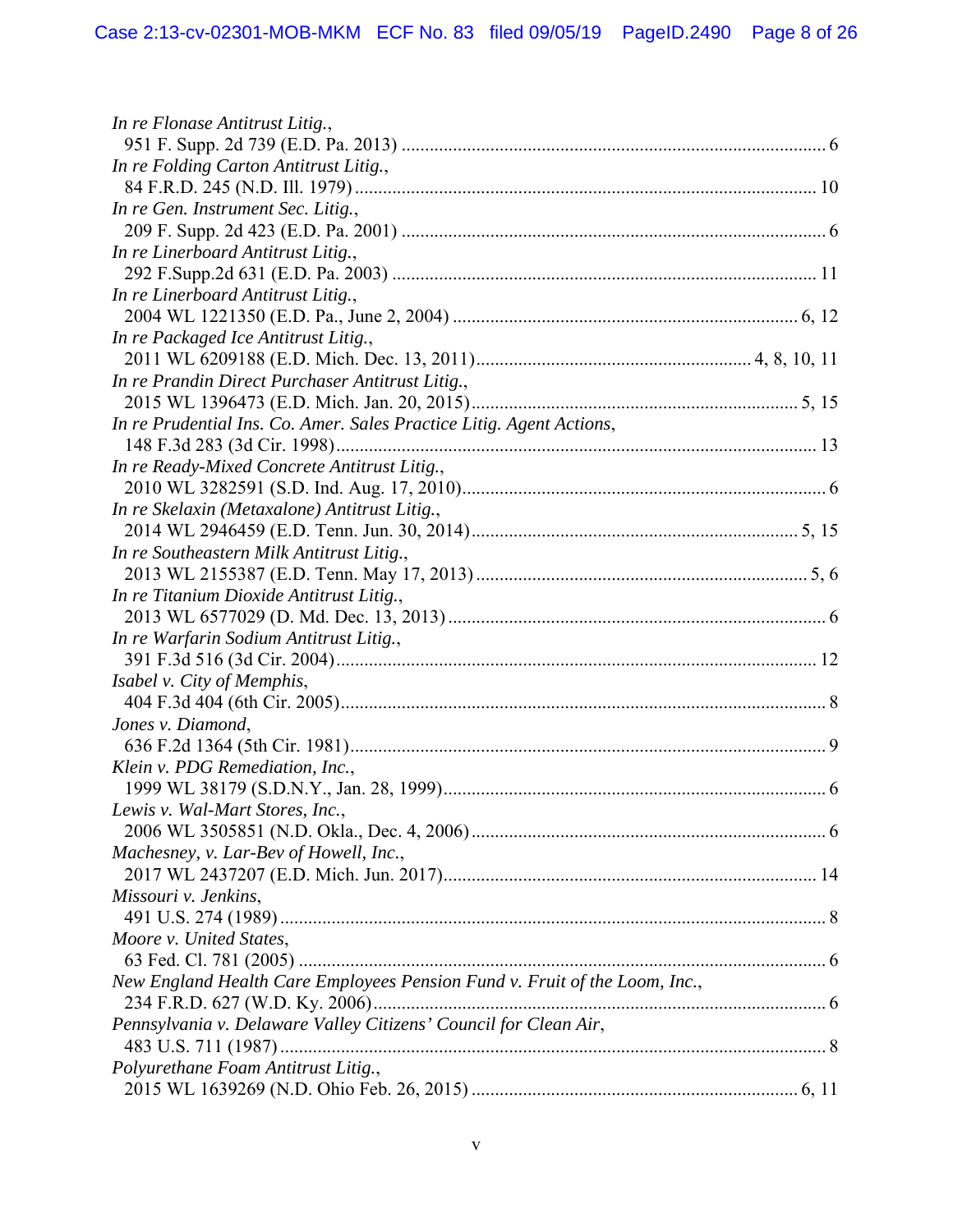*In re Flonase Antitrust Litig.*,
951 F. Supp. 2d 739 (E.D. Pa. 2013) ............................................................................................ 6

*In re Folding Carton Antitrust Litig.*,
84 F.R.D. 245 (N.D. Ill. 1979) .................................................................................................. 10

*In re Gen. Instrument Sec. Litig.*,
209 F. Supp. 2d 423 (E.D. Pa. 2001) ............................................................................................ 6

*In re Linerboard Antitrust Litig.*,
292 F.Supp.2d 631 (E.D. Pa. 2003) ............................................................................................ 11

*In re Linerboard Antitrust Litig.*,
2004 WL 1221350 (E.D. Pa., June 2, 2004) ........................................................................... 6, 12

*In re Packaged Ice Antitrust Litig.*,
2011 WL 6209188 (E.D. Mich. Dec. 13, 2011)........................................................... 4, 8, 10, 11

*In re Prandin Direct Purchaser Antitrust Litig.*,
2015 WL 1396473 (E.D. Mich. Jan. 20, 2015)....................................................................... 5, 15

*In re Prudential Ins. Co. Amer. Sales Practice Litig. Agent Actions*,
148 F.3d 283 (3d Cir. 1998)...................................................................................................... 13

*In re Ready-Mixed Concrete Antitrust Litig.*,
2010 WL 3282591 (S.D. Ind. Aug. 17, 2010)............................................................................... 6

*In re Skelaxin (Metaxalone) Antitrust Litig.*,
2014 WL 2946459 (E.D. Tenn. Jun. 30, 2014)....................................................................... 5, 15

*In re Southeastern Milk Antitrust Litig.*,
2013 WL 2155387 (E.D. Tenn. May 17, 2013) ......................................................................... 5, 6

*In re Titanium Dioxide Antitrust Litig.*,
2013 WL 6577029 (D. Md. Dec. 13, 2013) .................................................................................. 6

*In re Warfarin Sodium Antitrust Litig.*,
391 F.3d 516 (3d Cir. 2004)...................................................................................................... 12

*Isabel v. City of Memphis*,
404 F.3d 404 (6th Cir. 2005)........................................................................................................ 8

*Jones v. Diamond*,
636 F.2d 1364 (5th Cir. 1981)...................................................................................................... 9

*Klein v. PDG Remediation, Inc.*,
1999 WL 38179 (S.D.N.Y., Jan. 28, 1999)................................................................................... 6

*Lewis v. Wal-Mart Stores, Inc.*,
2006 WL 3505851 (N.D. Okla., Dec. 4, 2006) ............................................................................. 6

*Machesney, v. Lar-Bev of Howell, Inc.*,
2017 WL 2437207 (E.D. Mich. Jun. 2017)................................................................................. 14

*Missouri v. Jenkins*,
491 U.S. 274 (1989) ..................................................................................................................... 8

*Moore v. United States*,
63 Fed. Cl. 781 (2005) ................................................................................................................. 6

*New England Health Care Employees Pension Fund v. Fruit of the Loom, Inc.*,
234 F.R.D. 627 (W.D. Ky. 2006) ................................................................................................. 6

*Pennsylvania v. Delaware Valley Citizens' Council for Clean Air*,
483 U.S. 711 (1987) ..................................................................................................................... 8

*Polyurethane Foam Antitrust Litig.*,
2015 WL 1639269 (N.D. Ohio Feb. 26, 2015) ...................................................................... 6, 11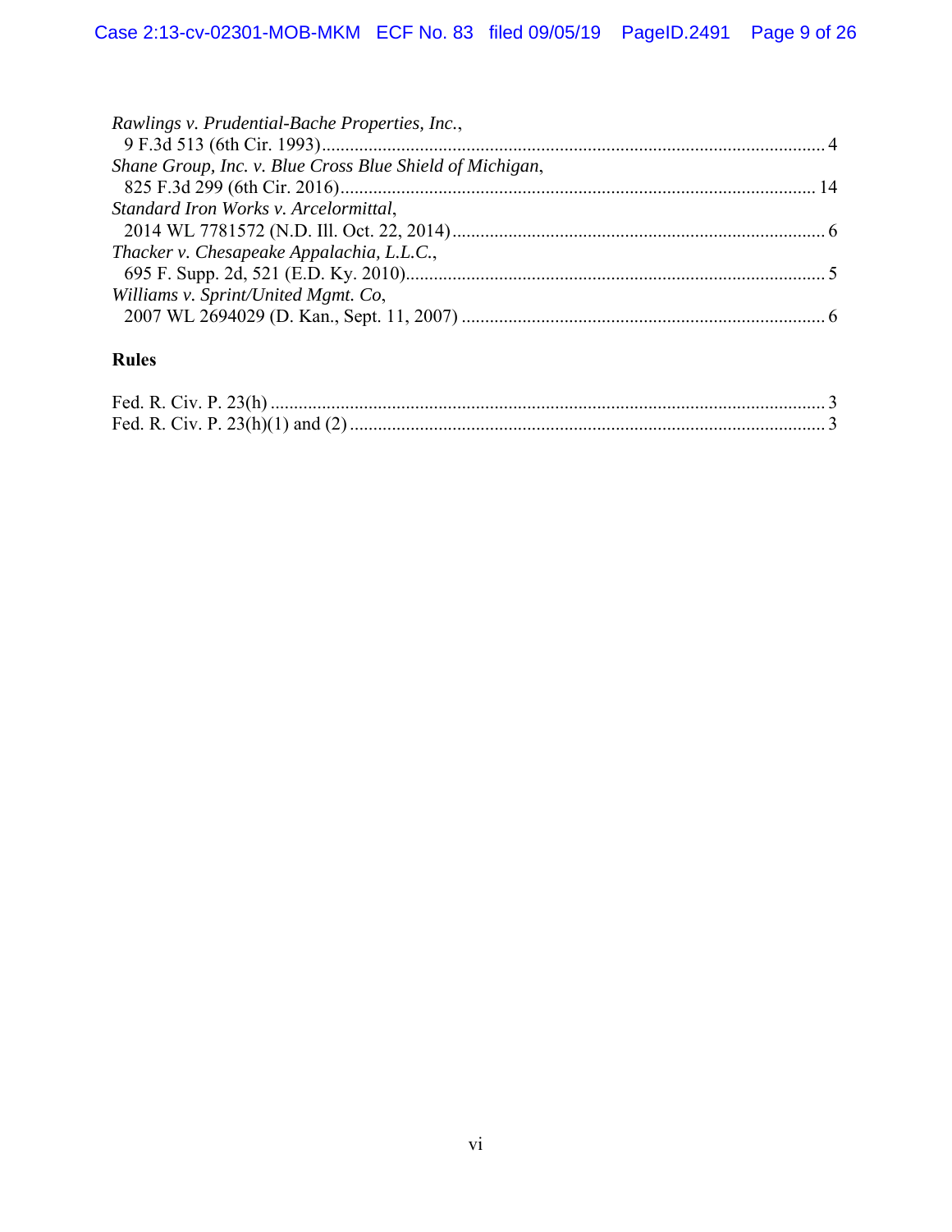*Rawlings v. Prudential-Bache Properties, Inc.*,
9 F.3d 513 (6th Cir. 1993) .......... 4

*Shane Group, Inc. v. Blue Cross Blue Shield of Michigan*,
825 F.3d 299 (6th Cir. 2016) .......... 14

*Standard Iron Works v. Arcelormittal*,
2014 WL 7781572 (N.D. Ill. Oct. 22, 2014) .......... 6

*Thacker v. Chesapeake Appalachia, L.L.C.*,
695 F. Supp. 2d, 521 (E.D. Ky. 2010) .......... 5

*Williams v. Sprint/United Mgmt. Co*,
2007 WL 2694029 (D. Kan., Sept. 11, 2007) .......... 6

**Rules**

Fed. R. Civ. P. 23(h) .......... 3

Fed. R. Civ. P. 23(h)(1) and (2) .......... 3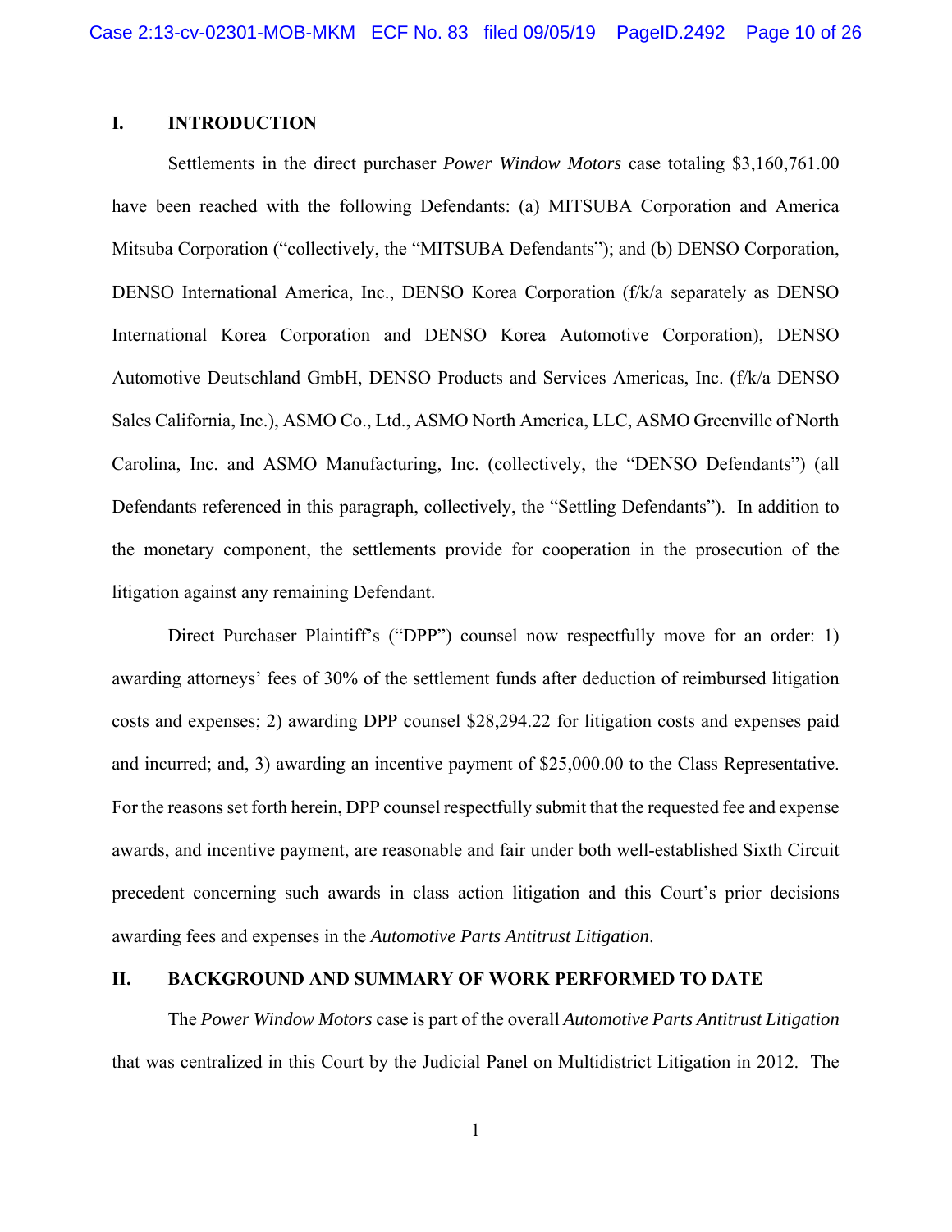## I. INTRODUCTION

Settlements in the direct purchaser *Power Window Motors* case totaling $3,160,761.00 have been reached with the following Defendants: (a) MITSUBA Corporation and America Mitsuba Corporation ("collectively, the "MITSUBA Defendants"); and (b) DENSO Corporation, DENSO International America, Inc., DENSO Korea Corporation (f/k/a separately as DENSO International Korea Corporation and DENSO Korea Automotive Corporation), DENSO Automotive Deutschland GmbH, DENSO Products and Services Americas, Inc. (f/k/a DENSO Sales California, Inc.), ASMO Co., Ltd., ASMO North America, LLC, ASMO Greenville of North Carolina, Inc. and ASMO Manufacturing, Inc. (collectively, the "DENSO Defendants") (all Defendants referenced in this paragraph, collectively, the "Settling Defendants"). In addition to the monetary component, the settlements provide for cooperation in the prosecution of the litigation against any remaining Defendant.

Direct Purchaser Plaintiff's ("DPP") counsel now respectfully move for an order: 1) awarding attorneys' fees of 30% of the settlement funds after deduction of reimbursed litigation costs and expenses; 2) awarding DPP counsel $28,294.22 for litigation costs and expenses paid and incurred; and, 3) awarding an incentive payment of $25,000.00 to the Class Representative. For the reasons set forth herein, DPP counsel respectfully submit that the requested fee and expense awards, and incentive payment, are reasonable and fair under both well-established Sixth Circuit precedent concerning such awards in class action litigation and this Court's prior decisions awarding fees and expenses in the *Automotive Parts Antitrust Litigation*.

## II. BACKGROUND AND SUMMARY OF WORK PERFORMED TO DATE

The *Power Window Motors* case is part of the overall *Automotive Parts Antitrust Litigation* that was centralized in this Court by the Judicial Panel on Multidistrict Litigation in 2012. The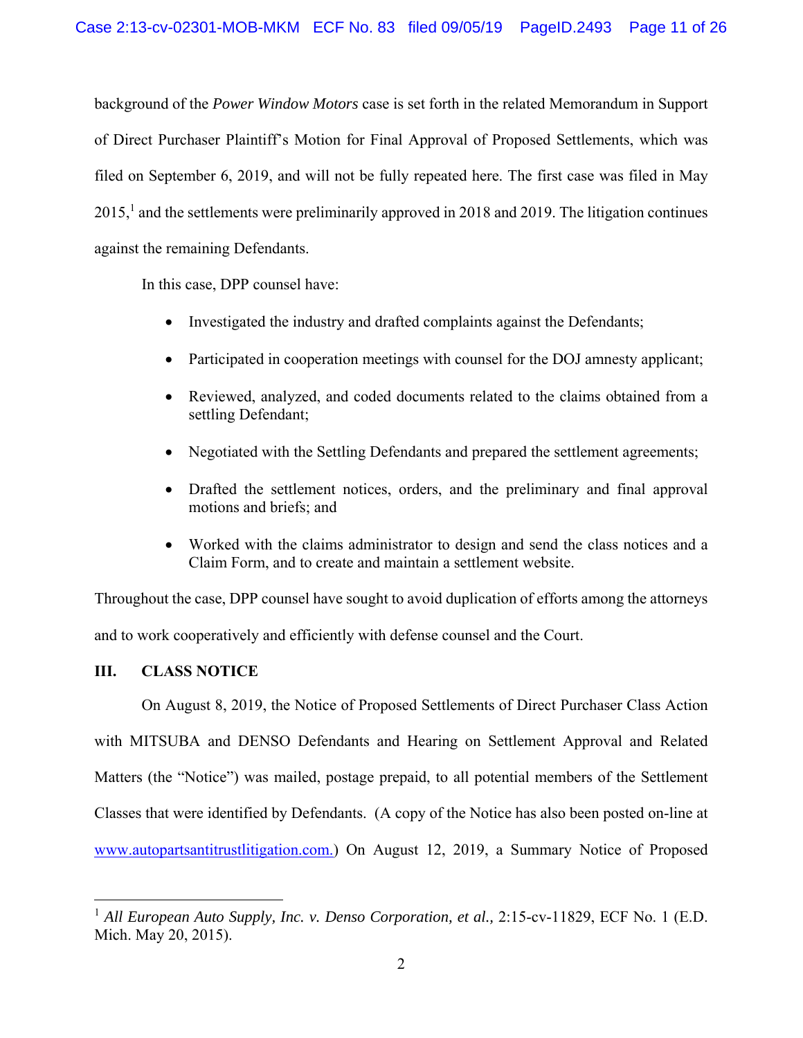background of the *Power Window Motors* case is set forth in the related Memorandum in Support of Direct Purchaser Plaintiff's Motion for Final Approval of Proposed Settlements, which was filed on September 6, 2019, and will not be fully repeated here. The first case was filed in May 2015,[1] and the settlements were preliminarily approved in 2018 and 2019. The litigation continues against the remaining Defendants.

In this case, DPP counsel have:

- Investigated the industry and drafted complaints against the Defendants;
- Participated in cooperation meetings with counsel for the DOJ amnesty applicant;
- Reviewed, analyzed, and coded documents related to the claims obtained from a settling Defendant;
- Negotiated with the Settling Defendants and prepared the settlement agreements;
- Drafted the settlement notices, orders, and the preliminary and final approval motions and briefs; and
- Worked with the claims administrator to design and send the class notices and a Claim Form, and to create and maintain a settlement website.

Throughout the case, DPP counsel have sought to avoid duplication of efforts among the attorneys and to work cooperatively and efficiently with defense counsel and the Court.

## III. CLASS NOTICE

On August 8, 2019, the Notice of Proposed Settlements of Direct Purchaser Class Action with MITSUBA and DENSO Defendants and Hearing on Settlement Approval and Related Matters (the "Notice") was mailed, postage prepaid, to all potential members of the Settlement Classes that were identified by Defendants. (A copy of the Notice has also been posted on-line at www.autopartsantitrustlitigation.com.) On August 12, 2019, a Summary Notice of Proposed

---

[1] *All European Auto Supply, Inc. v. Denso Corporation, et al.,* 2:15-cv-11829, ECF No. 1 (E.D. Mich. May 20, 2015).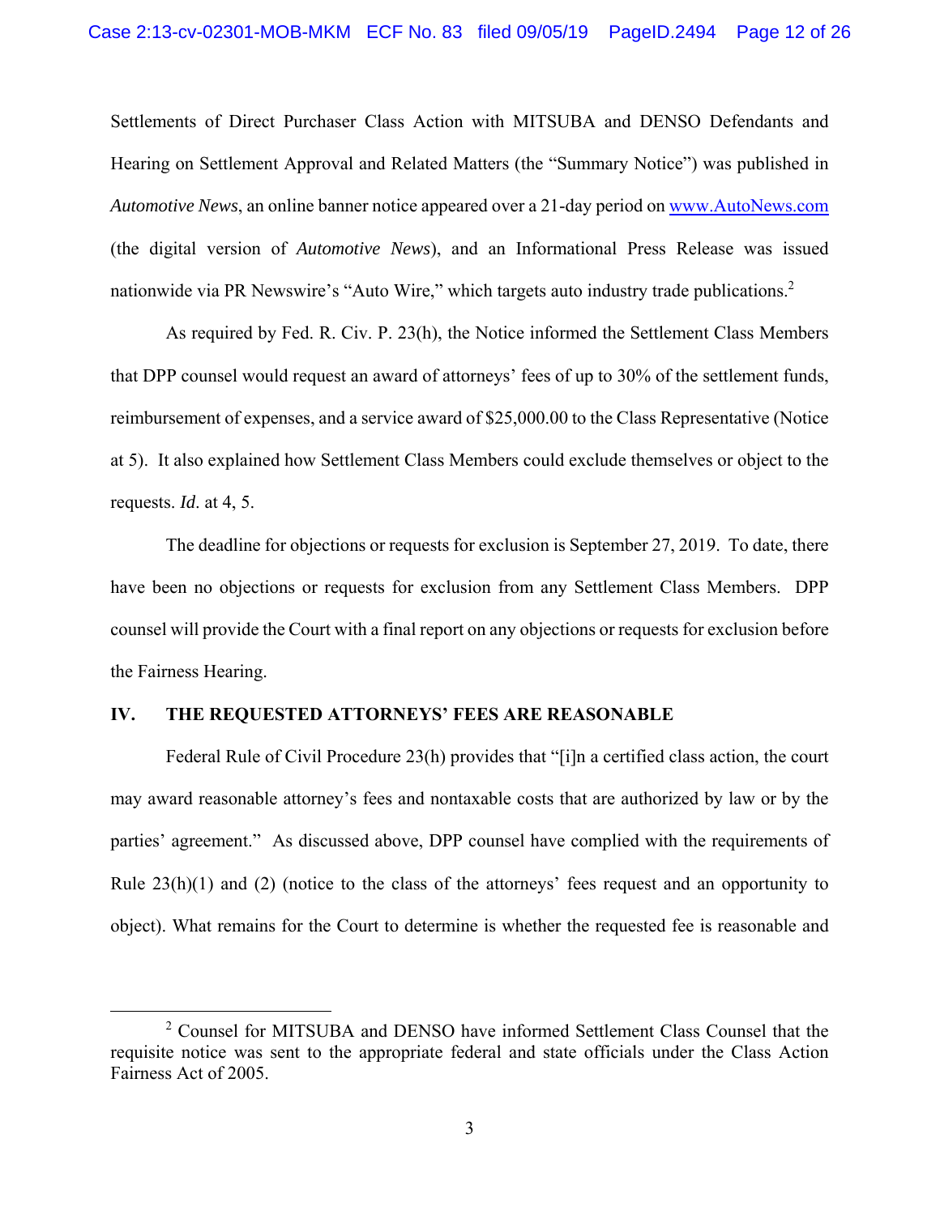Settlements of Direct Purchaser Class Action with MITSUBA and DENSO Defendants and Hearing on Settlement Approval and Related Matters (the "Summary Notice") was published in *Automotive News*, an online banner notice appeared over a 21-day period on www.AutoNews.com (the digital version of *Automotive News*), and an Informational Press Release was issued nationwide via PR Newswire's "Auto Wire," which targets auto industry trade publications.[2]

As required by Fed. R. Civ. P. 23(h), the Notice informed the Settlement Class Members that DPP counsel would request an award of attorneys' fees of up to 30% of the settlement funds, reimbursement of expenses, and a service award of $25,000.00 to the Class Representative (Notice at 5). It also explained how Settlement Class Members could exclude themselves or object to the requests. *Id*. at 4, 5.

The deadline for objections or requests for exclusion is September 27, 2019. To date, there have been no objections or requests for exclusion from any Settlement Class Members. DPP counsel will provide the Court with a final report on any objections or requests for exclusion before the Fairness Hearing.

## IV. THE REQUESTED ATTORNEYS' FEES ARE REASONABLE

Federal Rule of Civil Procedure 23(h) provides that "[i]n a certified class action, the court may award reasonable attorney's fees and nontaxable costs that are authorized by law or by the parties' agreement." As discussed above, DPP counsel have complied with the requirements of Rule 23(h)(1) and (2) (notice to the class of the attorneys' fees request and an opportunity to object). What remains for the Court to determine is whether the requested fee is reasonable and

[2] Counsel for MITSUBA and DENSO have informed Settlement Class Counsel that the requisite notice was sent to the appropriate federal and state officials under the Class Action Fairness Act of 2005.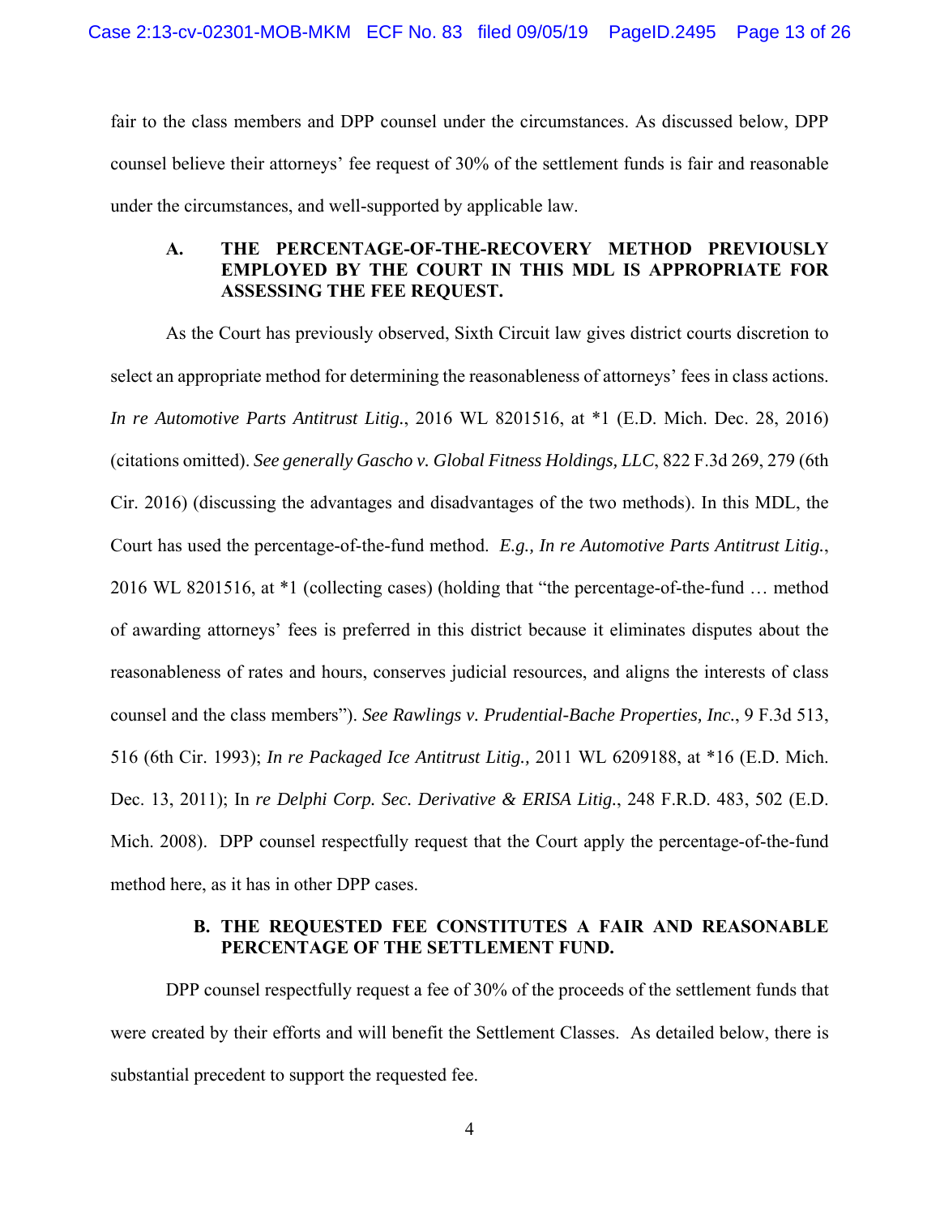fair to the class members and DPP counsel under the circumstances. As discussed below, DPP counsel believe their attorneys' fee request of 30% of the settlement funds is fair and reasonable under the circumstances, and well-supported by applicable law.

### A. THE PERCENTAGE-OF-THE-RECOVERY METHOD PREVIOUSLY EMPLOYED BY THE COURT IN THIS MDL IS APPROPRIATE FOR ASSESSING THE FEE REQUEST.

As the Court has previously observed, Sixth Circuit law gives district courts discretion to select an appropriate method for determining the reasonableness of attorneys' fees in class actions. *In re Automotive Parts Antitrust Litig.*, 2016 WL 8201516, at *1 (E.D. Mich. Dec. 28, 2016) (citations omitted). *See generally Gascho v. Global Fitness Holdings, LLC*, 822 F.3d 269, 279 (6th Cir. 2016) (discussing the advantages and disadvantages of the two methods). In this MDL, the Court has used the percentage-of-the-fund method. *E.g., In re Automotive Parts Antitrust Litig.*, 2016 WL 8201516, at *1 (collecting cases) (holding that "the percentage-of-the-fund … method of awarding attorneys' fees is preferred in this district because it eliminates disputes about the reasonableness of rates and hours, conserves judicial resources, and aligns the interests of class counsel and the class members"). *See Rawlings v. Prudential-Bache Properties, Inc.*, 9 F.3d 513, 516 (6th Cir. 1993); *In re Packaged Ice Antitrust Litig.,* 2011 WL 6209188, at *16 (E.D. Mich. Dec. 13, 2011); In *re Delphi Corp. Sec. Derivative & ERISA Litig.*, 248 F.R.D. 483, 502 (E.D. Mich. 2008). DPP counsel respectfully request that the Court apply the percentage-of-the-fund method here, as it has in other DPP cases.

### B. THE REQUESTED FEE CONSTITUTES A FAIR AND REASONABLE PERCENTAGE OF THE SETTLEMENT FUND.

DPP counsel respectfully request a fee of 30% of the proceeds of the settlement funds that were created by their efforts and will benefit the Settlement Classes. As detailed below, there is substantial precedent to support the requested fee.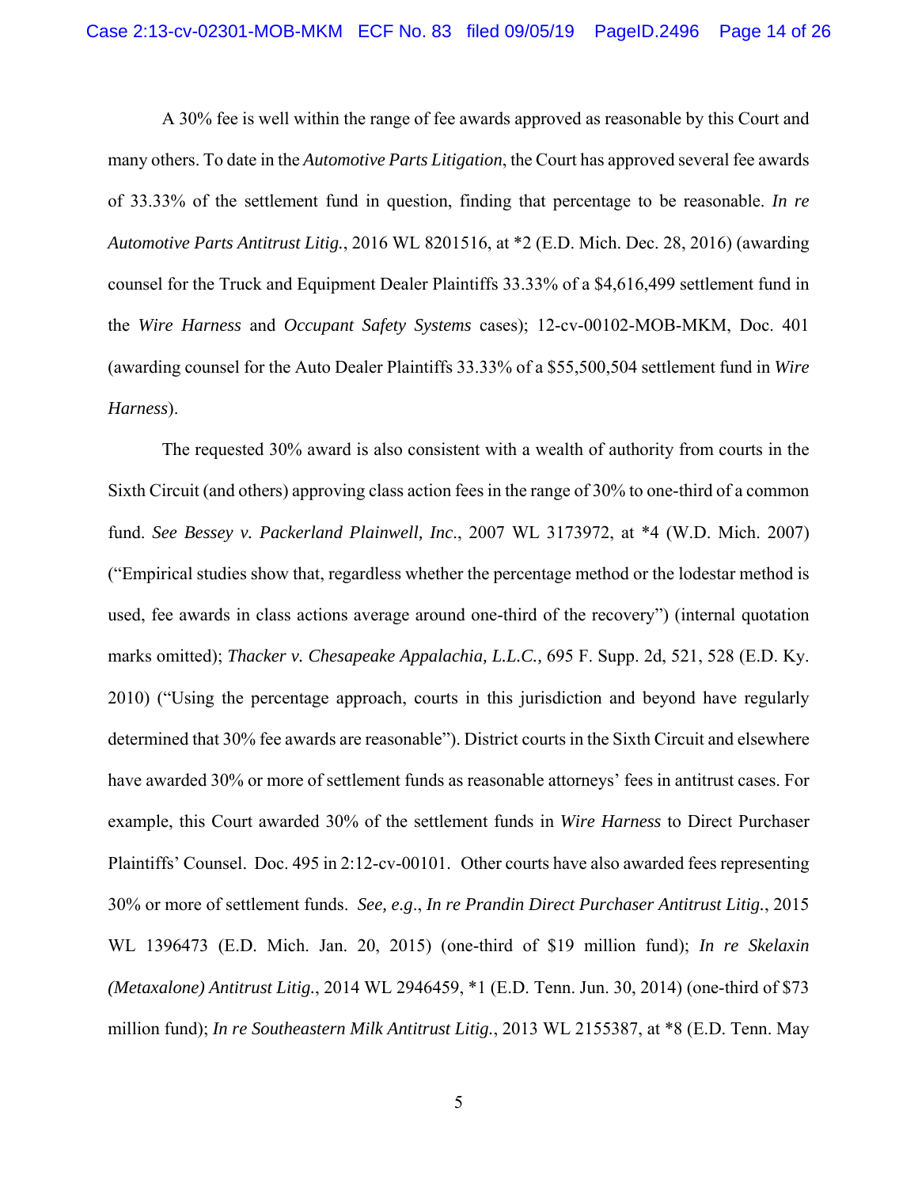A 30% fee is well within the range of fee awards approved as reasonable by this Court and many others. To date in the *Automotive Parts Litigation*, the Court has approved several fee awards of 33.33% of the settlement fund in question, finding that percentage to be reasonable. *In re Automotive Parts Antitrust Litig.*, 2016 WL 8201516, at *2 (E.D. Mich. Dec. 28, 2016) (awarding counsel for the Truck and Equipment Dealer Plaintiffs 33.33% of a $4,616,499 settlement fund in the *Wire Harness* and *Occupant Safety Systems* cases); 12-cv-00102-MOB-MKM, Doc. 401 (awarding counsel for the Auto Dealer Plaintiffs 33.33% of a $55,500,504 settlement fund in *Wire Harness*).

The requested 30% award is also consistent with a wealth of authority from courts in the Sixth Circuit (and others) approving class action fees in the range of 30% to one-third of a common fund. *See Bessey v. Packerland Plainwell, Inc.*, 2007 WL 3173972, at *4 (W.D. Mich. 2007) ("Empirical studies show that, regardless whether the percentage method or the lodestar method is used, fee awards in class actions average around one-third of the recovery") (internal quotation marks omitted); *Thacker v. Chesapeake Appalachia, L.L.C.*, 695 F. Supp. 2d, 521, 528 (E.D. Ky. 2010) ("Using the percentage approach, courts in this jurisdiction and beyond have regularly determined that 30% fee awards are reasonable"). District courts in the Sixth Circuit and elsewhere have awarded 30% or more of settlement funds as reasonable attorneys' fees in antitrust cases. For example, this Court awarded 30% of the settlement funds in *Wire Harness* to Direct Purchaser Plaintiffs' Counsel. Doc. 495 in 2:12-cv-00101. Other courts have also awarded fees representing 30% or more of settlement funds. *See, e.g.*, *In re Prandin Direct Purchaser Antitrust Litig.*, 2015 WL 1396473 (E.D. Mich. Jan. 20, 2015) (one-third of $19 million fund); *In re Skelaxin (Metaxalone) Antitrust Litig.*, 2014 WL 2946459, *1 (E.D. Tenn. Jun. 30, 2014) (one-third of $73 million fund); *In re Southeastern Milk Antitrust Litig.*, 2013 WL 2155387, at *8 (E.D. Tenn. May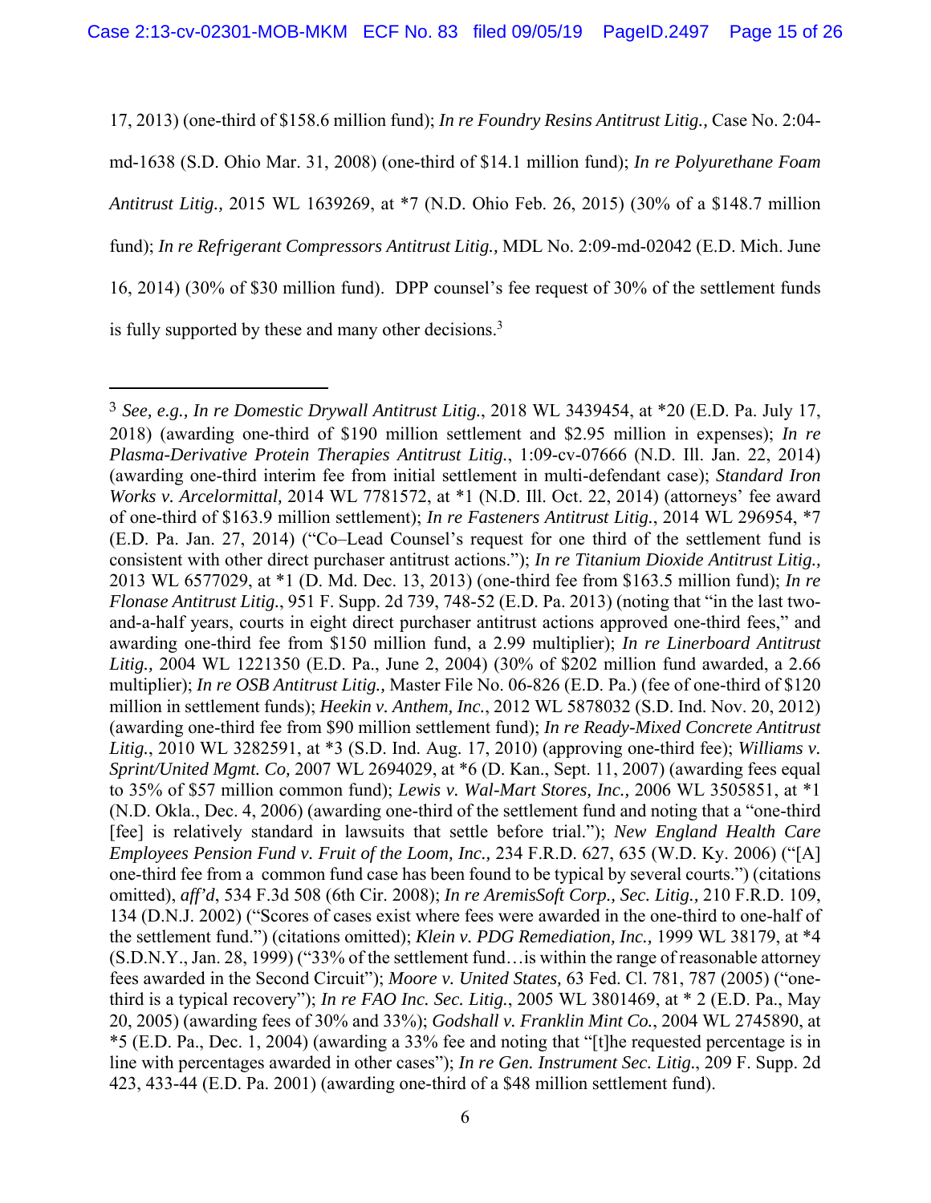17, 2013) (one-third of $158.6 million fund); *In re Foundry Resins Antitrust Litig.,* Case No. 2:04-md-1638 (S.D. Ohio Mar. 31, 2008) (one-third of $14.1 million fund); *In re Polyurethane Foam Antitrust Litig.,* 2015 WL 1639269, at *7 (N.D. Ohio Feb. 26, 2015) (30% of a $148.7 million fund); *In re Refrigerant Compressors Antitrust Litig.,* MDL No. 2:09-md-02042 (E.D. Mich. June 16, 2014) (30% of $30 million fund). DPP counsel's fee request of 30% of the settlement funds is fully supported by these and many other decisions.[3]

---

[3] *See, e.g., In re Domestic Drywall Antitrust Litig.*, 2018 WL 3439454, at *20 (E.D. Pa. July 17, 2018) (awarding one-third of $190 million settlement and $2.95 million in expenses); *In re Plasma-Derivative Protein Therapies Antitrust Litig.*, 1:09-cv-07666 (N.D. Ill. Jan. 22, 2014) (awarding one-third interim fee from initial settlement in multi-defendant case); *Standard Iron Works v. Arcelormittal,* 2014 WL 7781572, at *1 (N.D. Ill. Oct. 22, 2014) (attorneys' fee award of one-third of $163.9 million settlement); *In re Fasteners Antitrust Litig.*, 2014 WL 296954, *7 (E.D. Pa. Jan. 27, 2014) ("Co–Lead Counsel's request for one third of the settlement fund is consistent with other direct purchaser antitrust actions."); *In re Titanium Dioxide Antitrust Litig.,* 2013 WL 6577029, at *1 (D. Md. Dec. 13, 2013) (one-third fee from $163.5 million fund); *In re Flonase Antitrust Litig.*, 951 F. Supp. 2d 739, 748-52 (E.D. Pa. 2013) (noting that "in the last two-and-a-half years, courts in eight direct purchaser antitrust actions approved one-third fees," and awarding one-third fee from $150 million fund, a 2.99 multiplier); *In re Linerboard Antitrust Litig.,* 2004 WL 1221350 (E.D. Pa., June 2, 2004) (30% of $202 million fund awarded, a 2.66 multiplier); *In re OSB Antitrust Litig.,* Master File No. 06-826 (E.D. Pa.) (fee of one-third of $120 million in settlement funds); *Heekin v. Anthem, Inc.*, 2012 WL 5878032 (S.D. Ind. Nov. 20, 2012) (awarding one-third fee from $90 million settlement fund); *In re Ready-Mixed Concrete Antitrust Litig.*, 2010 WL 3282591, at *3 (S.D. Ind. Aug. 17, 2010) (approving one-third fee); *Williams v. Sprint/United Mgmt. Co,* 2007 WL 2694029, at *6 (D. Kan., Sept. 11, 2007) (awarding fees equal to 35% of $57 million common fund); *Lewis v. Wal-Mart Stores, Inc.,* 2006 WL 3505851, at *1 (N.D. Okla., Dec. 4, 2006) (awarding one-third of the settlement fund and noting that a "one-third [fee] is relatively standard in lawsuits that settle before trial."); *New England Health Care Employees Pension Fund v. Fruit of the Loom, Inc.,* 234 F.R.D. 627, 635 (W.D. Ky. 2006) ("[A] one-third fee from a common fund case has been found to be typical by several courts.") (citations omitted), *aff'd*, 534 F.3d 508 (6th Cir. 2008); *In re AremisSoft Corp., Sec. Litig.,* 210 F.R.D. 109, 134 (D.N.J. 2002) ("Scores of cases exist where fees were awarded in the one-third to one-half of the settlement fund.") (citations omitted); *Klein v. PDG Remediation, Inc.,* 1999 WL 38179, at *4 (S.D.N.Y., Jan. 28, 1999) ("33% of the settlement fund…is within the range of reasonable attorney fees awarded in the Second Circuit"); *Moore v. United States,* 63 Fed. Cl. 781, 787 (2005) ("one-third is a typical recovery"); *In re FAO Inc. Sec. Litig.*, 2005 WL 3801469, at * 2 (E.D. Pa., May 20, 2005) (awarding fees of 30% and 33%); *Godshall v. Franklin Mint Co.*, 2004 WL 2745890, at *5 (E.D. Pa., Dec. 1, 2004) (awarding a 33% fee and noting that "[t]he requested percentage is in line with percentages awarded in other cases"); *In re Gen. Instrument Sec. Litig.*, 209 F. Supp. 2d 423, 433-44 (E.D. Pa. 2001) (awarding one-third of a $48 million settlement fund).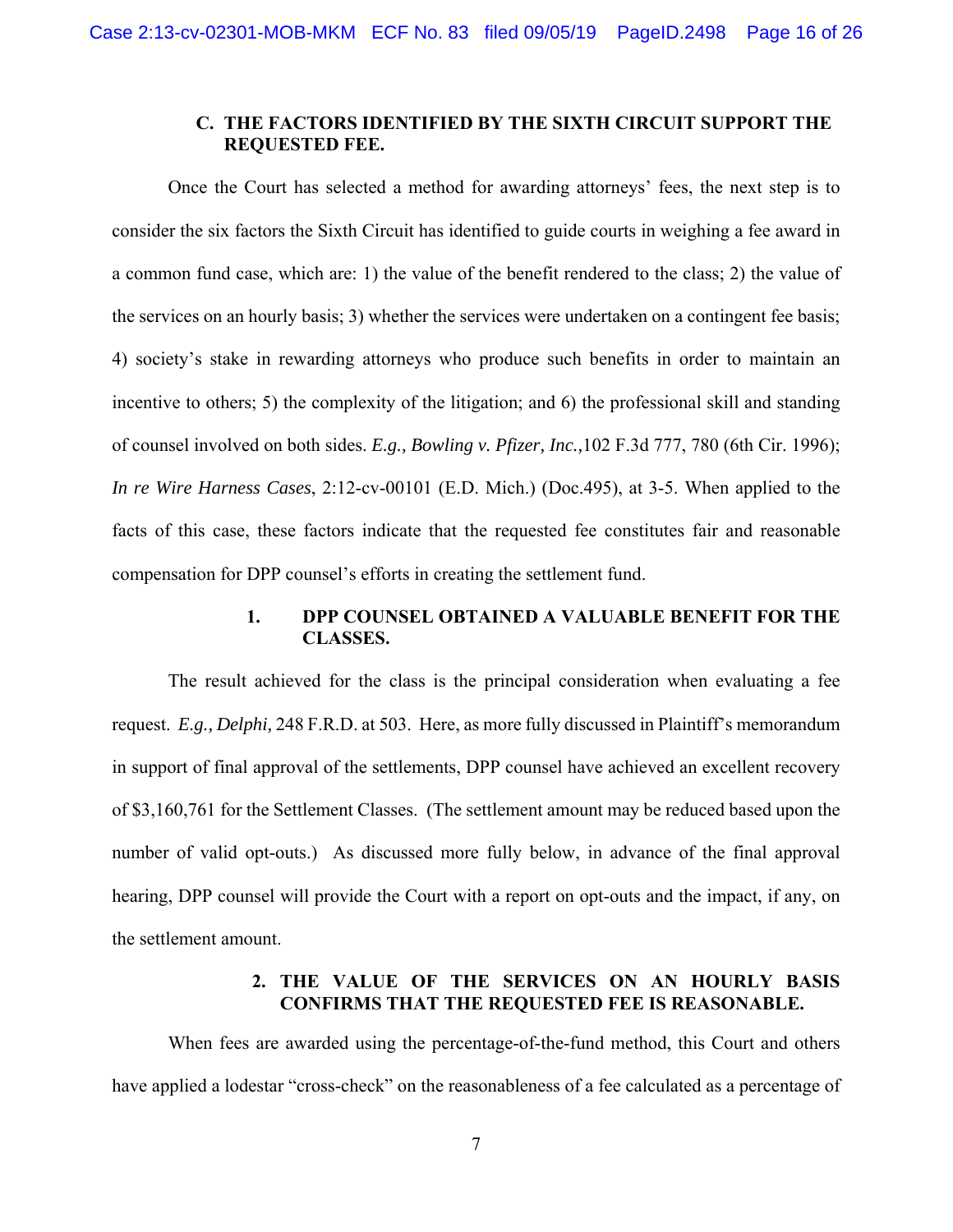### C. THE FACTORS IDENTIFIED BY THE SIXTH CIRCUIT SUPPORT THE REQUESTED FEE.

Once the Court has selected a method for awarding attorneys' fees, the next step is to consider the six factors the Sixth Circuit has identified to guide courts in weighing a fee award in a common fund case, which are: 1) the value of the benefit rendered to the class; 2) the value of the services on an hourly basis; 3) whether the services were undertaken on a contingent fee basis; 4) society's stake in rewarding attorneys who produce such benefits in order to maintain an incentive to others; 5) the complexity of the litigation; and 6) the professional skill and standing of counsel involved on both sides. *E.g., Bowling v. Pfizer, Inc.,*102 F.3d 777, 780 (6th Cir. 1996); *In re Wire Harness Cases*, 2:12-cv-00101 (E.D. Mich.) (Doc.495), at 3-5. When applied to the facts of this case, these factors indicate that the requested fee constitutes fair and reasonable compensation for DPP counsel's efforts in creating the settlement fund.

#### 1. DPP COUNSEL OBTAINED A VALUABLE BENEFIT FOR THE CLASSES.

The result achieved for the class is the principal consideration when evaluating a fee request. *E.g., Delphi,* 248 F.R.D. at 503. Here, as more fully discussed in Plaintiff's memorandum in support of final approval of the settlements, DPP counsel have achieved an excellent recovery of $3,160,761 for the Settlement Classes. (The settlement amount may be reduced based upon the number of valid opt-outs.) As discussed more fully below, in advance of the final approval hearing, DPP counsel will provide the Court with a report on opt-outs and the impact, if any, on the settlement amount.

#### 2. THE VALUE OF THE SERVICES ON AN HOURLY BASIS CONFIRMS THAT THE REQUESTED FEE IS REASONABLE.

When fees are awarded using the percentage-of-the-fund method, this Court and others have applied a lodestar "cross-check" on the reasonableness of a fee calculated as a percentage of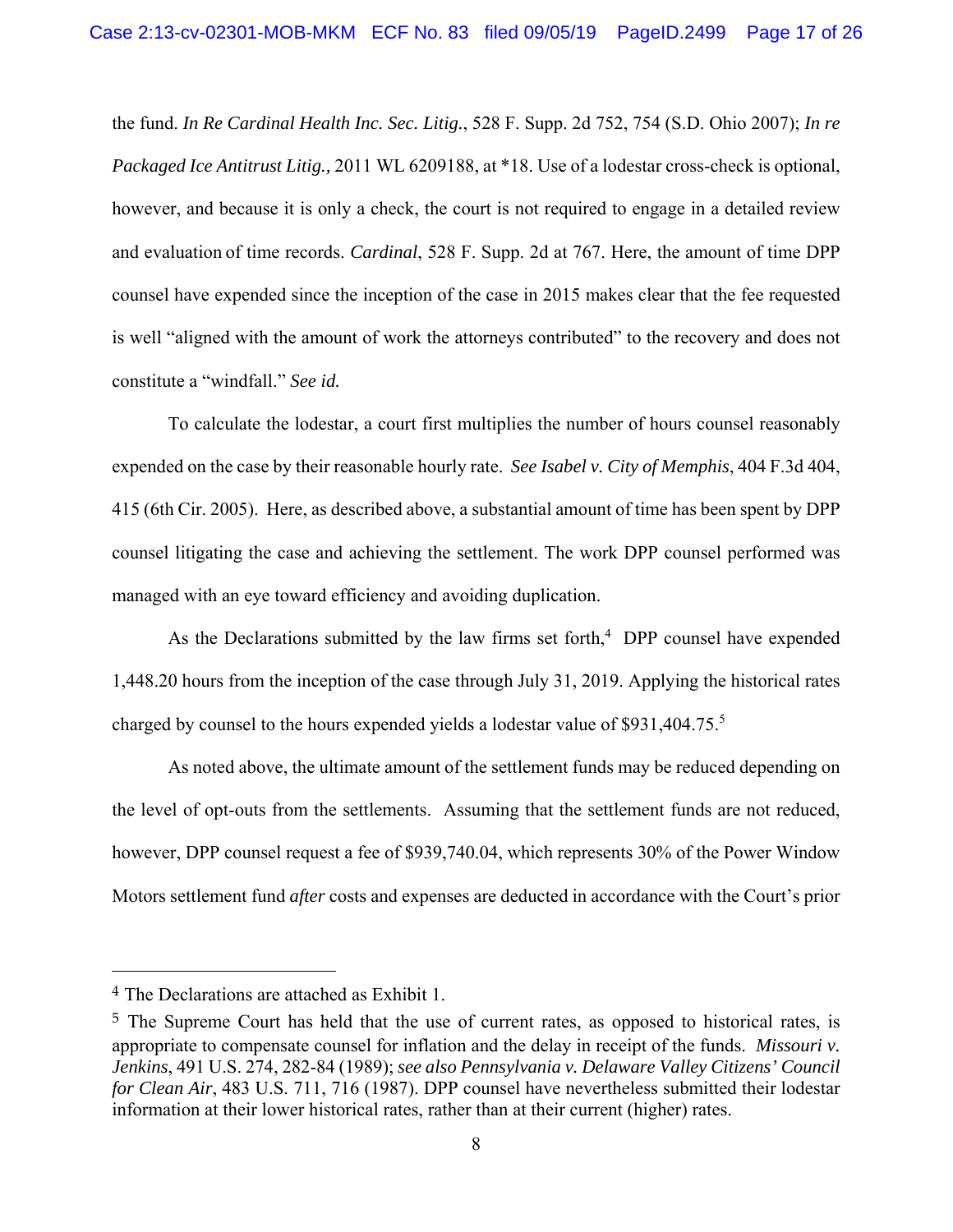the fund. *In Re Cardinal Health Inc. Sec. Litig.*, 528 F. Supp. 2d 752, 754 (S.D. Ohio 2007); *In re Packaged Ice Antitrust Litig.,* 2011 WL 6209188, at *18. Use of a lodestar cross-check is optional, however, and because it is only a check, the court is not required to engage in a detailed review and evaluation of time records. *Cardinal*, 528 F. Supp. 2d at 767. Here, the amount of time DPP counsel have expended since the inception of the case in 2015 makes clear that the fee requested is well "aligned with the amount of work the attorneys contributed" to the recovery and does not constitute a "windfall." *See id.*

To calculate the lodestar, a court first multiplies the number of hours counsel reasonably expended on the case by their reasonable hourly rate. *See Isabel v. City of Memphis*, 404 F.3d 404, 415 (6th Cir. 2005). Here, as described above, a substantial amount of time has been spent by DPP counsel litigating the case and achieving the settlement. The work DPP counsel performed was managed with an eye toward efficiency and avoiding duplication.

As the Declarations submitted by the law firms set forth,[4] DPP counsel have expended 1,448.20 hours from the inception of the case through July 31, 2019. Applying the historical rates charged by counsel to the hours expended yields a lodestar value of $931,404.75.[5]

As noted above, the ultimate amount of the settlement funds may be reduced depending on the level of opt-outs from the settlements. Assuming that the settlement funds are not reduced, however, DPP counsel request a fee of $939,740.04, which represents 30% of the Power Window Motors settlement fund *after* costs and expenses are deducted in accordance with the Court's prior

---

[4] The Declarations are attached as Exhibit 1.

[5] The Supreme Court has held that the use of current rates, as opposed to historical rates, is appropriate to compensate counsel for inflation and the delay in receipt of the funds. *Missouri v. Jenkins*, 491 U.S. 274, 282-84 (1989); *see also Pennsylvania v. Delaware Valley Citizens' Council for Clean Air*, 483 U.S. 711, 716 (1987). DPP counsel have nevertheless submitted their lodestar information at their lower historical rates, rather than at their current (higher) rates.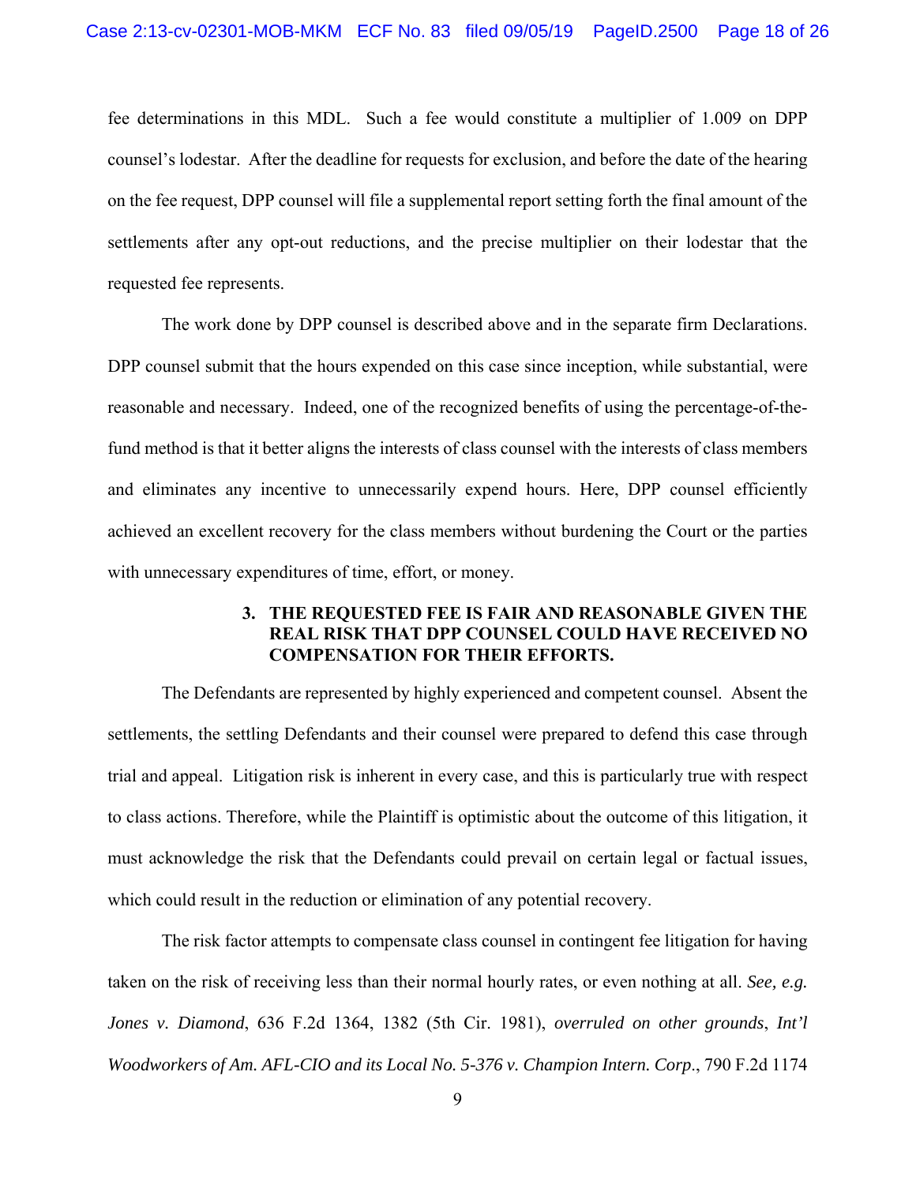fee determinations in this MDL. Such a fee would constitute a multiplier of 1.009 on DPP counsel's lodestar. After the deadline for requests for exclusion, and before the date of the hearing on the fee request, DPP counsel will file a supplemental report setting forth the final amount of the settlements after any opt-out reductions, and the precise multiplier on their lodestar that the requested fee represents.

The work done by DPP counsel is described above and in the separate firm Declarations. DPP counsel submit that the hours expended on this case since inception, while substantial, were reasonable and necessary. Indeed, one of the recognized benefits of using the percentage-of-the-fund method is that it better aligns the interests of class counsel with the interests of class members and eliminates any incentive to unnecessarily expend hours. Here, DPP counsel efficiently achieved an excellent recovery for the class members without burdening the Court or the parties with unnecessary expenditures of time, effort, or money.

### 3. THE REQUESTED FEE IS FAIR AND REASONABLE GIVEN THE REAL RISK THAT DPP COUNSEL COULD HAVE RECEIVED NO COMPENSATION FOR THEIR EFFORTS.

The Defendants are represented by highly experienced and competent counsel. Absent the settlements, the settling Defendants and their counsel were prepared to defend this case through trial and appeal. Litigation risk is inherent in every case, and this is particularly true with respect to class actions. Therefore, while the Plaintiff is optimistic about the outcome of this litigation, it must acknowledge the risk that the Defendants could prevail on certain legal or factual issues, which could result in the reduction or elimination of any potential recovery.

The risk factor attempts to compensate class counsel in contingent fee litigation for having taken on the risk of receiving less than their normal hourly rates, or even nothing at all. *See, e.g. Jones v. Diamond*, 636 F.2d 1364, 1382 (5th Cir. 1981), *overruled on other grounds*, *Int'l Woodworkers of Am. AFL-CIO and its Local No. 5-376 v. Champion Intern. Corp*., 790 F.2d 1174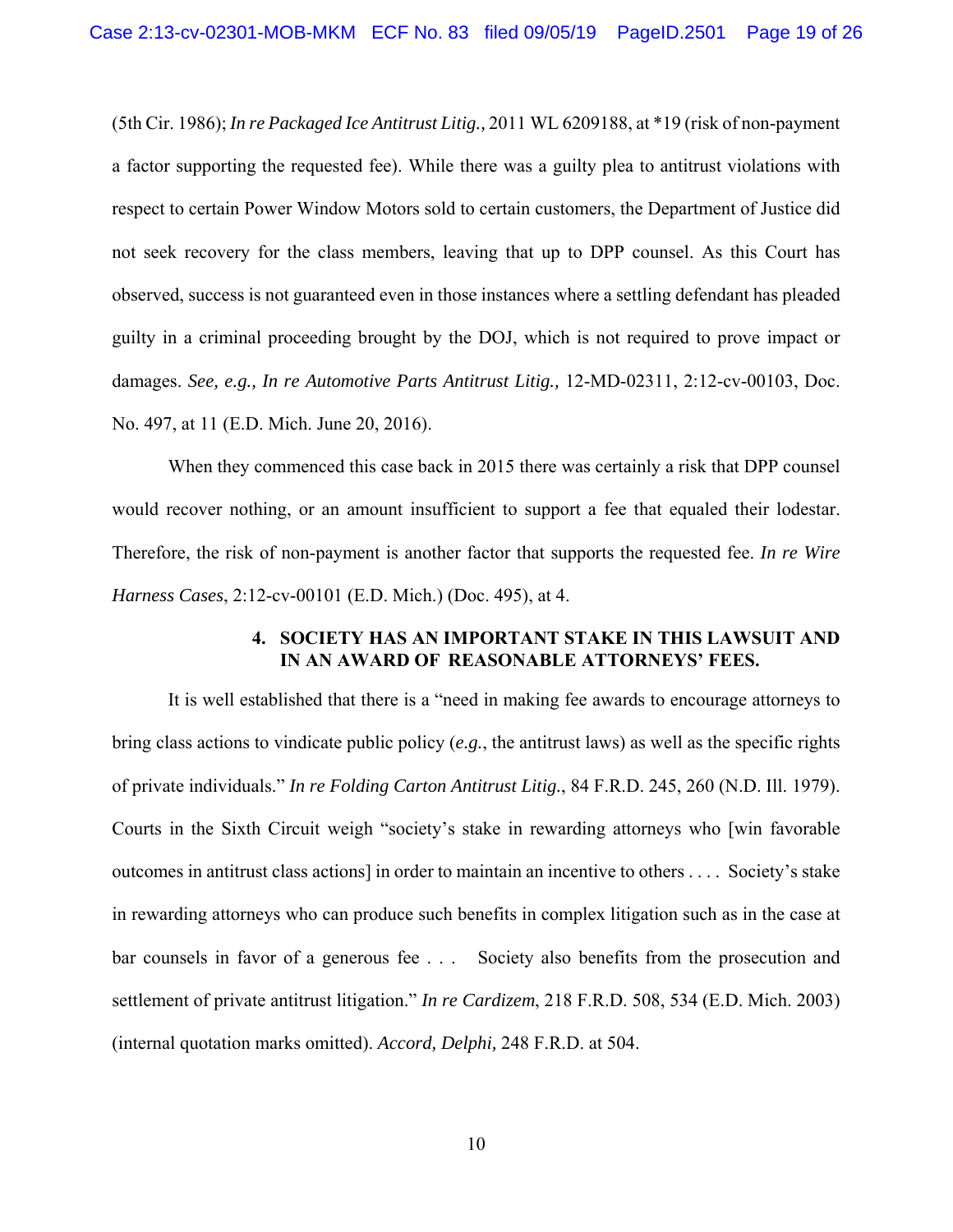(5th Cir. 1986); *In re Packaged Ice Antitrust Litig.,* 2011 WL 6209188, at *19 (risk of non-payment a factor supporting the requested fee). While there was a guilty plea to antitrust violations with respect to certain Power Window Motors sold to certain customers, the Department of Justice did not seek recovery for the class members, leaving that up to DPP counsel. As this Court has observed, success is not guaranteed even in those instances where a settling defendant has pleaded guilty in a criminal proceeding brought by the DOJ, which is not required to prove impact or damages. *See, e.g., In re Automotive Parts Antitrust Litig.,* 12-MD-02311, 2:12-cv-00103, Doc. No. 497, at 11 (E.D. Mich. June 20, 2016).

When they commenced this case back in 2015 there was certainly a risk that DPP counsel would recover nothing, or an amount insufficient to support a fee that equaled their lodestar. Therefore, the risk of non-payment is another factor that supports the requested fee. *In re Wire Harness Cases*, 2:12-cv-00101 (E.D. Mich.) (Doc. 495), at 4.

### 4. SOCIETY HAS AN IMPORTANT STAKE IN THIS LAWSUIT AND IN AN AWARD OF REASONABLE ATTORNEYS' FEES.

It is well established that there is a "need in making fee awards to encourage attorneys to bring class actions to vindicate public policy (*e.g.*, the antitrust laws) as well as the specific rights of private individuals." *In re Folding Carton Antitrust Litig.*, 84 F.R.D. 245, 260 (N.D. Ill. 1979). Courts in the Sixth Circuit weigh "society's stake in rewarding attorneys who [win favorable outcomes in antitrust class actions] in order to maintain an incentive to others . . . . Society's stake in rewarding attorneys who can produce such benefits in complex litigation such as in the case at bar counsels in favor of a generous fee . . . Society also benefits from the prosecution and settlement of private antitrust litigation." *In re Cardizem*, 218 F.R.D. 508, 534 (E.D. Mich. 2003) (internal quotation marks omitted). *Accord, Delphi,* 248 F.R.D. at 504.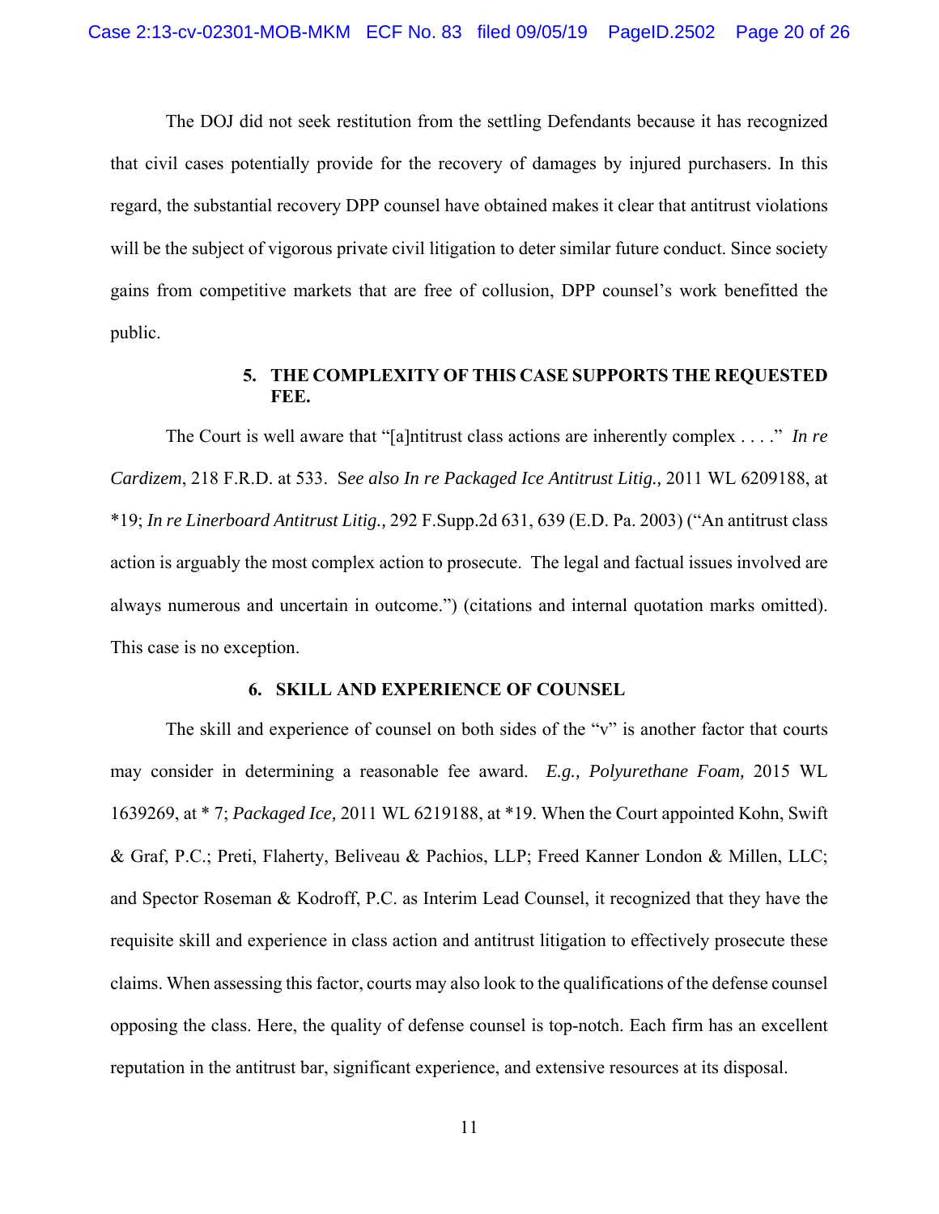The DOJ did not seek restitution from the settling Defendants because it has recognized that civil cases potentially provide for the recovery of damages by injured purchasers. In this regard, the substantial recovery DPP counsel have obtained makes it clear that antitrust violations will be the subject of vigorous private civil litigation to deter similar future conduct. Since society gains from competitive markets that are free of collusion, DPP counsel's work benefitted the public.

### 5. THE COMPLEXITY OF THIS CASE SUPPORTS THE REQUESTED FEE.

The Court is well aware that "[a]ntitrust class actions are inherently complex . . . ." *In re Cardizem*, 218 F.R.D. at 533. S*ee also In re Packaged Ice Antitrust Litig.,* 2011 WL 6209188, at *19; *In re Linerboard Antitrust Litig.,* 292 F.Supp.2d 631, 639 (E.D. Pa. 2003) ("An antitrust class action is arguably the most complex action to prosecute. The legal and factual issues involved are always numerous and uncertain in outcome.") (citations and internal quotation marks omitted). This case is no exception.

### 6. SKILL AND EXPERIENCE OF COUNSEL

The skill and experience of counsel on both sides of the "v" is another factor that courts may consider in determining a reasonable fee award. *E.g., Polyurethane Foam,* 2015 WL 1639269, at * 7; *Packaged Ice,* 2011 WL 6219188, at *19. When the Court appointed Kohn, Swift & Graf, P.C.; Preti, Flaherty, Beliveau & Pachios, LLP; Freed Kanner London & Millen, LLC; and Spector Roseman & Kodroff, P.C. as Interim Lead Counsel, it recognized that they have the requisite skill and experience in class action and antitrust litigation to effectively prosecute these claims. When assessing this factor, courts may also look to the qualifications of the defense counsel opposing the class. Here, the quality of defense counsel is top-notch. Each firm has an excellent reputation in the antitrust bar, significant experience, and extensive resources at its disposal.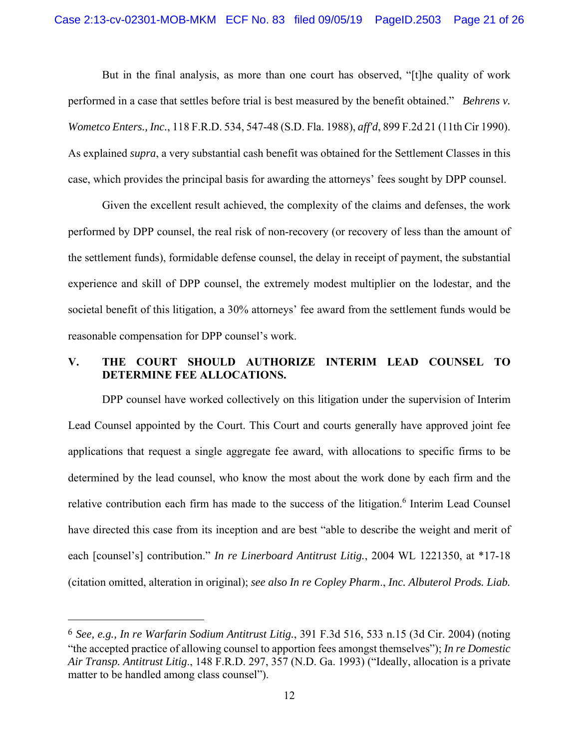But in the final analysis, as more than one court has observed, "[t]he quality of work performed in a case that settles before trial is best measured by the benefit obtained." *Behrens v. Wometco Enters., Inc.*, 118 F.R.D. 534, 547-48 (S.D. Fla. 1988), *aff'd*, 899 F.2d 21 (11th Cir 1990). As explained *supra*, a very substantial cash benefit was obtained for the Settlement Classes in this case, which provides the principal basis for awarding the attorneys' fees sought by DPP counsel.

Given the excellent result achieved, the complexity of the claims and defenses, the work performed by DPP counsel, the real risk of non-recovery (or recovery of less than the amount of the settlement funds), formidable defense counsel, the delay in receipt of payment, the substantial experience and skill of DPP counsel, the extremely modest multiplier on the lodestar, and the societal benefit of this litigation, a 30% attorneys' fee award from the settlement funds would be reasonable compensation for DPP counsel's work.

## V. THE COURT SHOULD AUTHORIZE INTERIM LEAD COUNSEL TO DETERMINE FEE ALLOCATIONS.

DPP counsel have worked collectively on this litigation under the supervision of Interim Lead Counsel appointed by the Court. This Court and courts generally have approved joint fee applications that request a single aggregate fee award, with allocations to specific firms to be determined by the lead counsel, who know the most about the work done by each firm and the relative contribution each firm has made to the success of the litigation.[6] Interim Lead Counsel have directed this case from its inception and are best "able to describe the weight and merit of each [counsel's] contribution." *In re Linerboard Antitrust Litig.*, 2004 WL 1221350, at *17-18 (citation omitted, alteration in original); *see also In re Copley Pharm*., *Inc. Albuterol Prods. Liab.*

---

[6] *See, e.g., In re Warfarin Sodium Antitrust Litig.*, 391 F.3d 516, 533 n.15 (3d Cir. 2004) (noting "the accepted practice of allowing counsel to apportion fees amongst themselves"); *In re Domestic Air Transp. Antitrust Litig*., 148 F.R.D. 297, 357 (N.D. Ga. 1993) ("Ideally, allocation is a private matter to be handled among class counsel").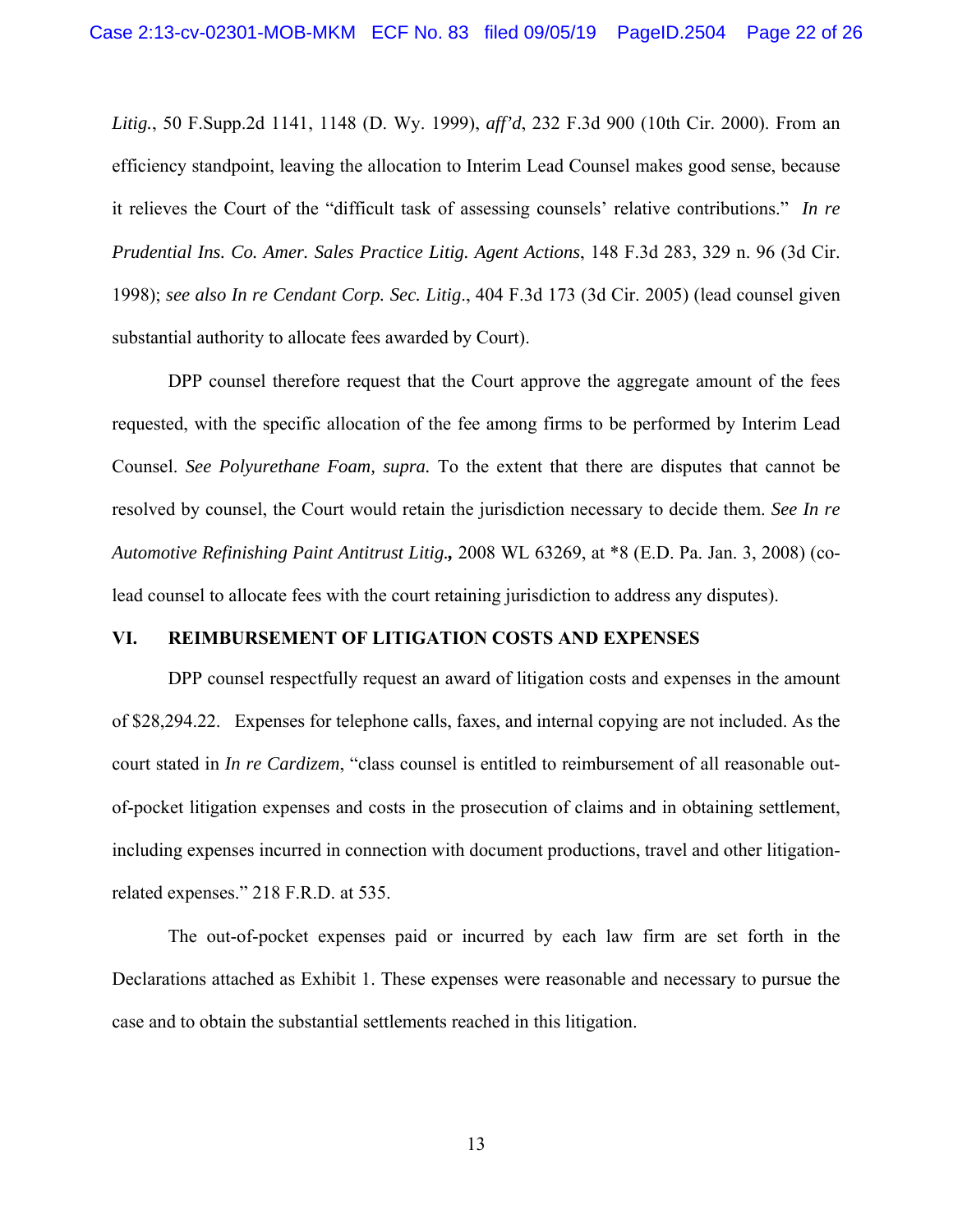*Litig.*, 50 F.Supp.2d 1141, 1148 (D. Wy. 1999), *aff'd*, 232 F.3d 900 (10th Cir. 2000). From an efficiency standpoint, leaving the allocation to Interim Lead Counsel makes good sense, because it relieves the Court of the "difficult task of assessing counsels' relative contributions." *In re Prudential Ins. Co. Amer. Sales Practice Litig. Agent Actions*, 148 F.3d 283, 329 n. 96 (3d Cir. 1998); *see also In re Cendant Corp. Sec. Litig*., 404 F.3d 173 (3d Cir. 2005) (lead counsel given substantial authority to allocate fees awarded by Court).

DPP counsel therefore request that the Court approve the aggregate amount of the fees requested, with the specific allocation of the fee among firms to be performed by Interim Lead Counsel. *See Polyurethane Foam, supra.* To the extent that there are disputes that cannot be resolved by counsel, the Court would retain the jurisdiction necessary to decide them. *See In re Automotive Refinishing Paint Antitrust Litig.,* 2008 WL 63269, at *8 (E.D. Pa. Jan. 3, 2008) (co-lead counsel to allocate fees with the court retaining jurisdiction to address any disputes).

## VI. REIMBURSEMENT OF LITIGATION COSTS AND EXPENSES

DPP counsel respectfully request an award of litigation costs and expenses in the amount of $28,294.22. Expenses for telephone calls, faxes, and internal copying are not included. As the court stated in *In re Cardizem*, "class counsel is entitled to reimbursement of all reasonable out-of-pocket litigation expenses and costs in the prosecution of claims and in obtaining settlement, including expenses incurred in connection with document productions, travel and other litigation-related expenses." 218 F.R.D. at 535.

The out-of-pocket expenses paid or incurred by each law firm are set forth in the Declarations attached as Exhibit 1. These expenses were reasonable and necessary to pursue the case and to obtain the substantial settlements reached in this litigation.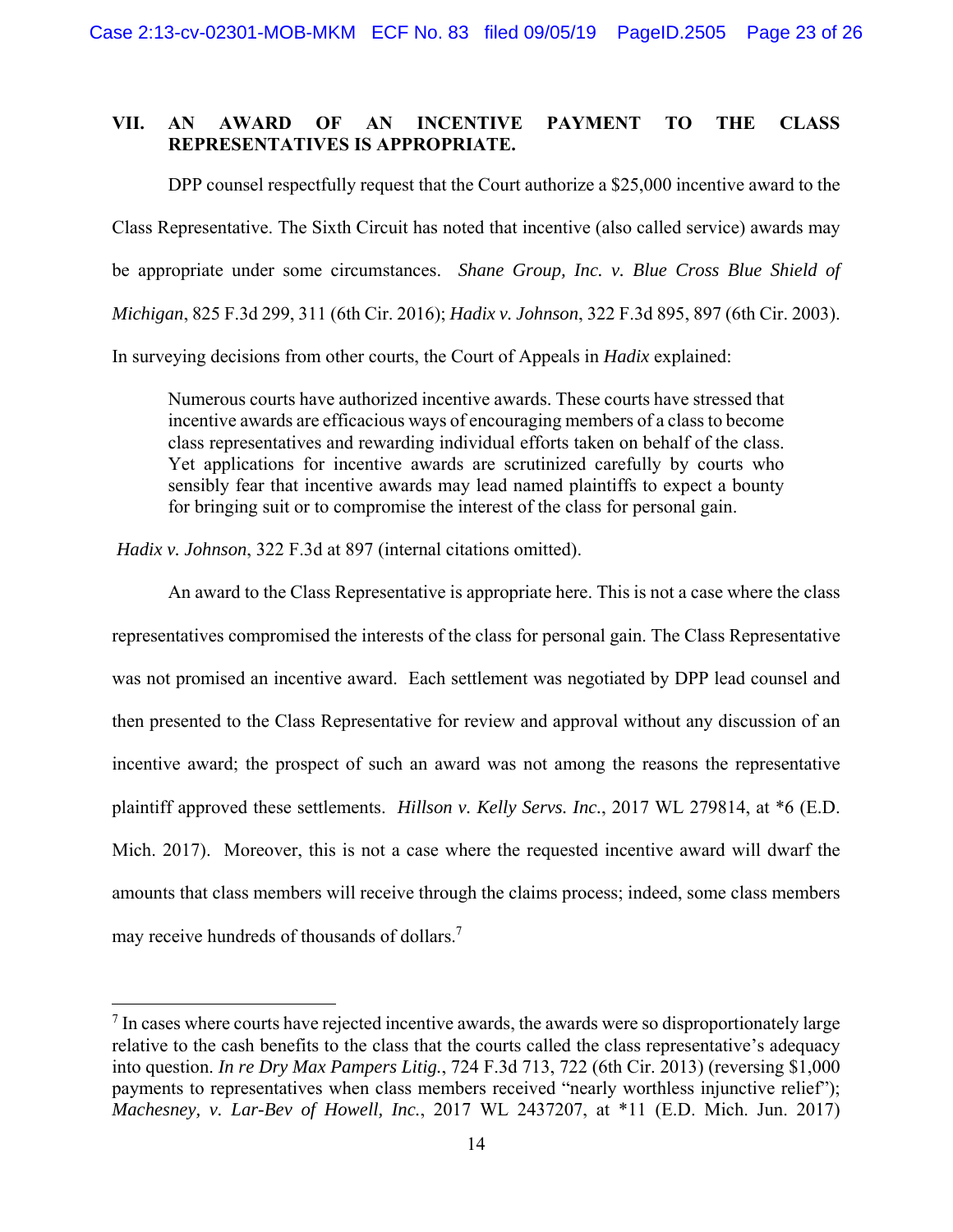## VII. AN AWARD OF AN INCENTIVE PAYMENT TO THE CLASS REPRESENTATIVES IS APPROPRIATE.

DPP counsel respectfully request that the Court authorize a $25,000 incentive award to the Class Representative. The Sixth Circuit has noted that incentive (also called service) awards may be appropriate under some circumstances. *Shane Group, Inc. v. Blue Cross Blue Shield of Michigan*, 825 F.3d 299, 311 (6th Cir. 2016); *Hadix v. Johnson*, 322 F.3d 895, 897 (6th Cir. 2003). In surveying decisions from other courts, the Court of Appeals in *Hadix* explained:

> Numerous courts have authorized incentive awards. These courts have stressed that incentive awards are efficacious ways of encouraging members of a class to become class representatives and rewarding individual efforts taken on behalf of the class. Yet applications for incentive awards are scrutinized carefully by courts who sensibly fear that incentive awards may lead named plaintiffs to expect a bounty for bringing suit or to compromise the interest of the class for personal gain.

*Hadix v. Johnson*, 322 F.3d at 897 (internal citations omitted).

An award to the Class Representative is appropriate here. This is not a case where the class representatives compromised the interests of the class for personal gain. The Class Representative was not promised an incentive award. Each settlement was negotiated by DPP lead counsel and then presented to the Class Representative for review and approval without any discussion of an incentive award; the prospect of such an award was not among the reasons the representative plaintiff approved these settlements. *Hillson v. Kelly Servs. Inc.*, 2017 WL 279814, at *6 (E.D. Mich. 2017). Moreover, this is not a case where the requested incentive award will dwarf the amounts that class members will receive through the claims process; indeed, some class members may receive hundreds of thousands of dollars.[7]

---

[7] In cases where courts have rejected incentive awards, the awards were so disproportionately large relative to the cash benefits to the class that the courts called the class representative's adequacy into question. *In re Dry Max Pampers Litig.*, 724 F.3d 713, 722 (6th Cir. 2013) (reversing $1,000 payments to representatives when class members received "nearly worthless injunctive relief"); *Machesney, v. Lar-Bev of Howell, Inc.*, 2017 WL 2437207, at *11 (E.D. Mich. Jun. 2017)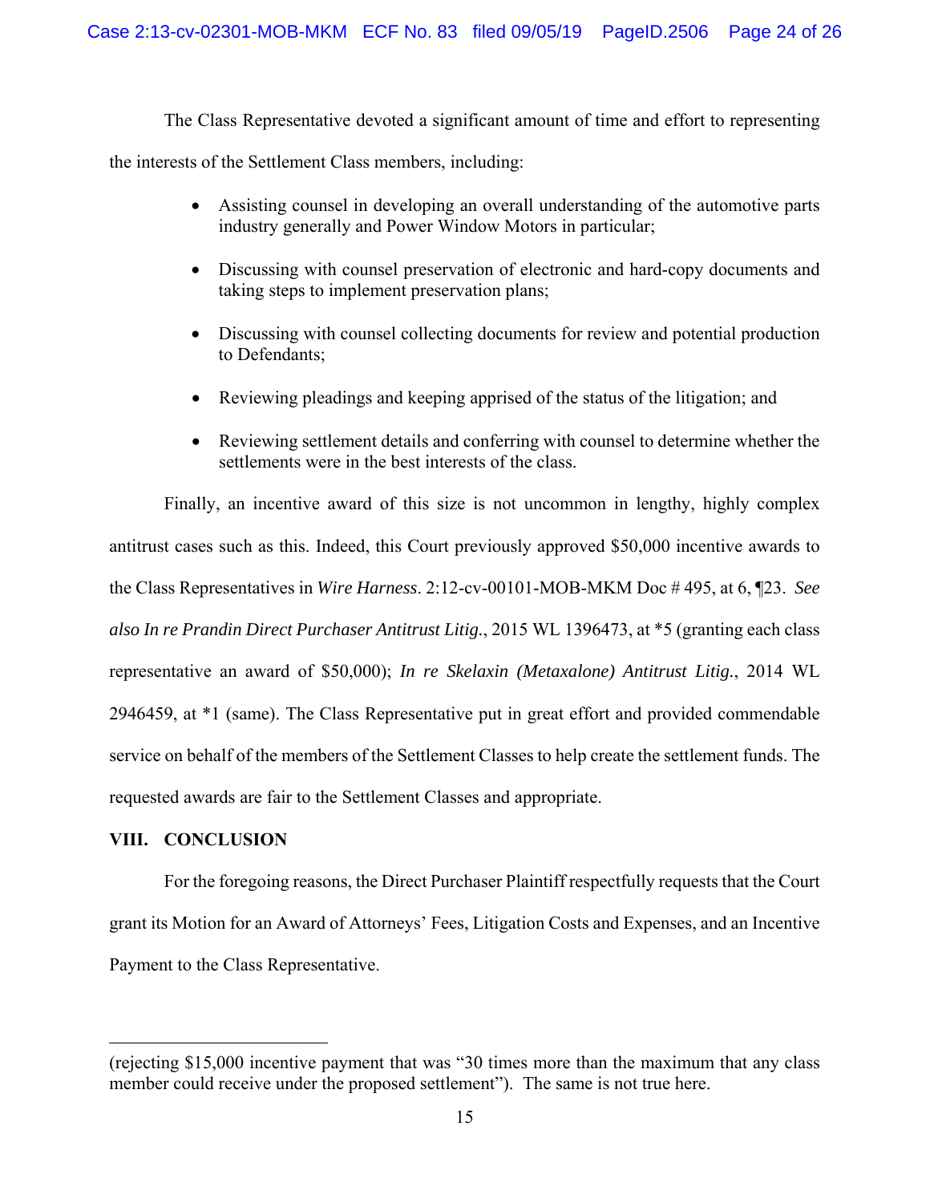The Class Representative devoted a significant amount of time and effort to representing the interests of the Settlement Class members, including:

- Assisting counsel in developing an overall understanding of the automotive parts industry generally and Power Window Motors in particular;
- Discussing with counsel preservation of electronic and hard-copy documents and taking steps to implement preservation plans;
- Discussing with counsel collecting documents for review and potential production to Defendants;
- Reviewing pleadings and keeping apprised of the status of the litigation; and
- Reviewing settlement details and conferring with counsel to determine whether the settlements were in the best interests of the class.

Finally, an incentive award of this size is not uncommon in lengthy, highly complex antitrust cases such as this. Indeed, this Court previously approved $50,000 incentive awards to the Class Representatives in *Wire Harness*. 2:12-cv-00101-MOB-MKM Doc # 495, at 6, ¶23. *See also In re Prandin Direct Purchaser Antitrust Litig.*, 2015 WL 1396473, at *5 (granting each class representative an award of $50,000); *In re Skelaxin (Metaxalone) Antitrust Litig.*, 2014 WL 2946459, at *1 (same). The Class Representative put in great effort and provided commendable service on behalf of the members of the Settlement Classes to help create the settlement funds. The requested awards are fair to the Settlement Classes and appropriate.

## VIII. CONCLUSION

For the foregoing reasons, the Direct Purchaser Plaintiff respectfully requests that the Court grant its Motion for an Award of Attorneys' Fees, Litigation Costs and Expenses, and an Incentive Payment to the Class Representative.

---

(rejecting $15,000 incentive payment that was "30 times more than the maximum that any class member could receive under the proposed settlement"). The same is not true here.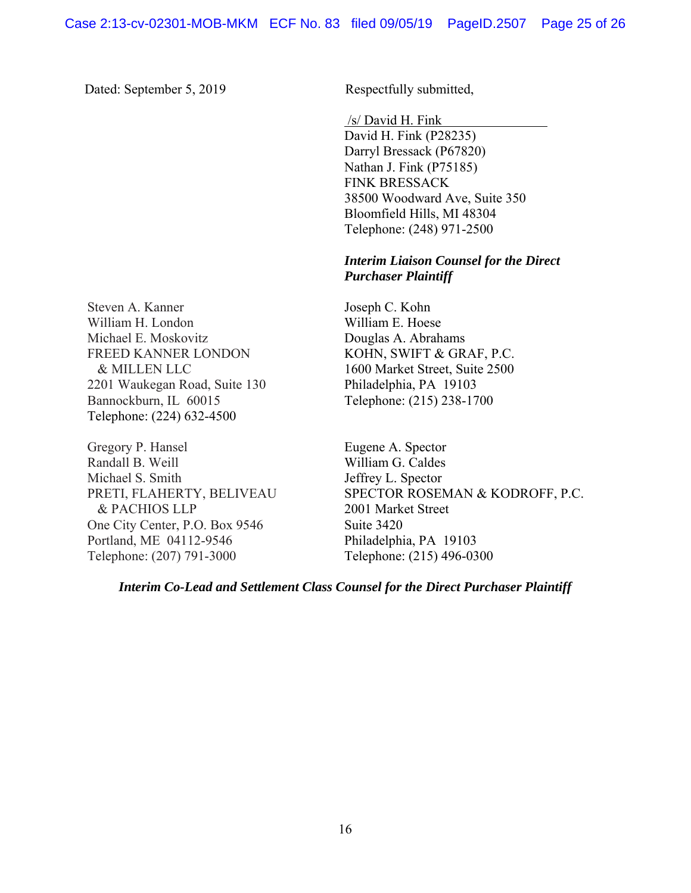Dated: September 5, 2019

Respectfully submitted,

/s/ David H. Fink
David H. Fink (P28235)
Darryl Bressack (P67820)
Nathan J. Fink (P75185)
FINK BRESSACK
38500 Woodward Ave, Suite 350
Bloomfield Hills, MI 48304
Telephone: (248) 971-2500

***Interim Liaison Counsel for the Direct Purchaser Plaintiff***

Steven A. Kanner
William H. London
Michael E. Moskovitz
FREED KANNER LONDON & MILLEN LLC
2201 Waukegan Road, Suite 130
Bannockburn, IL 60015
Telephone: (224) 632-4500

Joseph C. Kohn
William E. Hoese
Douglas A. Abrahams
KOHN, SWIFT & GRAF, P.C.
1600 Market Street, Suite 2500
Philadelphia, PA 19103
Telephone: (215) 238-1700

Gregory P. Hansel
Randall B. Weill
Michael S. Smith
PRETI, FLAHERTY, BELIVEAU & PACHIOS LLP
One City Center, P.O. Box 9546
Portland, ME 04112-9546
Telephone: (207) 791-3000

Eugene A. Spector
William G. Caldes
Jeffrey L. Spector
SPECTOR ROSEMAN & KODROFF, P.C.
2001 Market Street
Suite 3420
Philadelphia, PA 19103
Telephone: (215) 496-0300

***Interim Co-Lead and Settlement Class Counsel for the Direct Purchaser Plaintiff***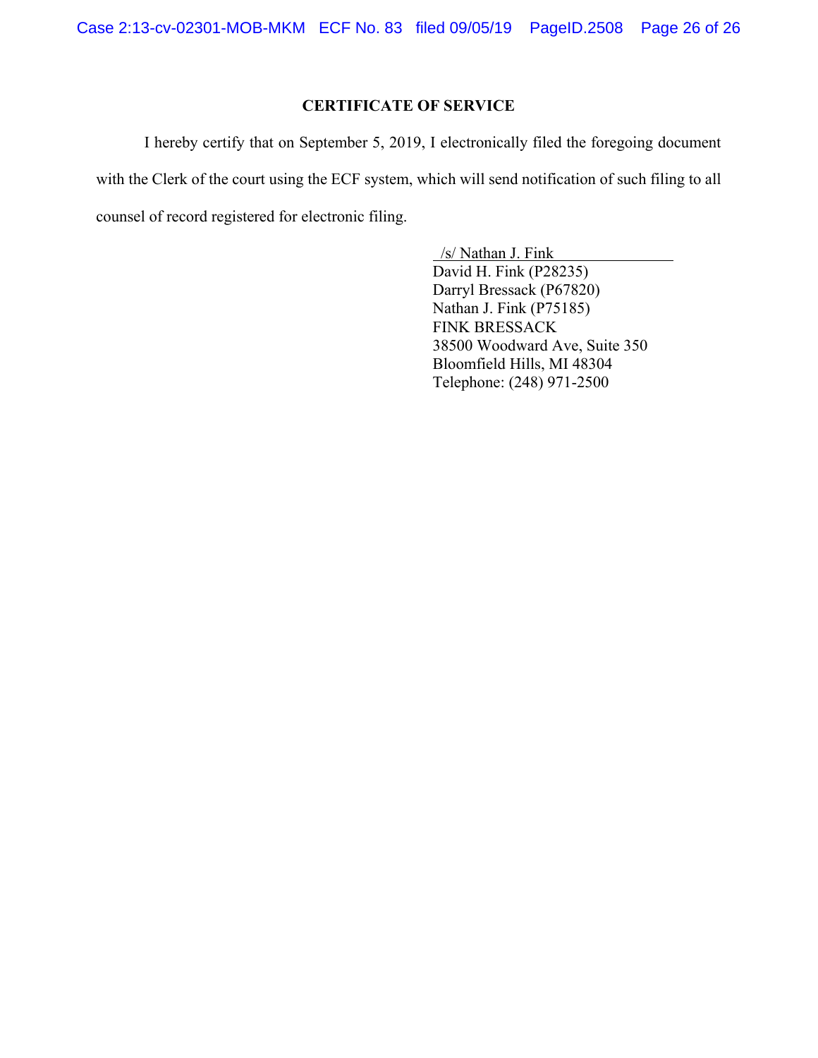## CERTIFICATE OF SERVICE

I hereby certify that on September 5, 2019, I electronically filed the foregoing document with the Clerk of the court using the ECF system, which will send notification of such filing to all counsel of record registered for electronic filing.

/s/ Nathan J. Fink
David H. Fink (P28235)
Darryl Bressack (P67820)
Nathan J. Fink (P75185)
FINK BRESSACK
38500 Woodward Ave, Suite 350
Bloomfield Hills, MI 48304
Telephone: (248) 971-2500